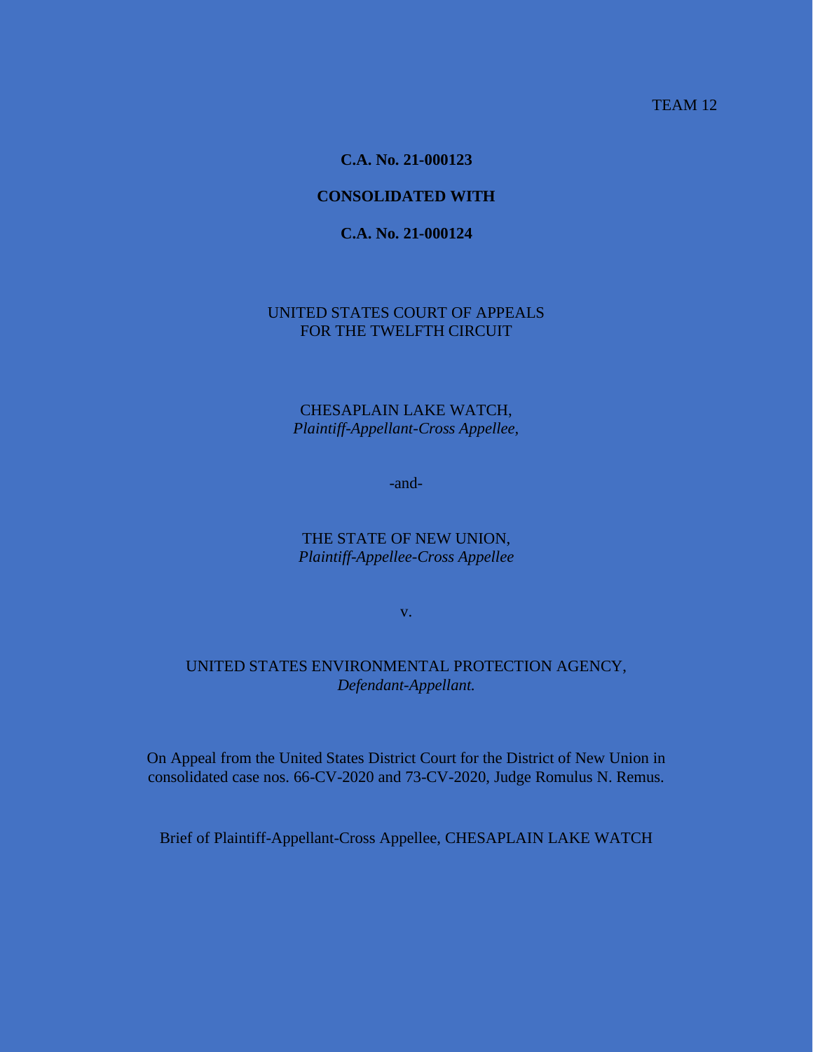TEAM 12

**C.A. No. 21-000123**

**CONSOLIDATED WITH**

**C.A. No. 21-000124**

UNITED STATES COURT OF APPEALS
FOR THE TWELFTH CIRCUIT

CHESAPLAIN LAKE WATCH,
*Plaintiff-Appellant-Cross Appellee,*

-and-

THE STATE OF NEW UNION,
*Plaintiff-Appellee-Cross Appellee*

v.

UNITED STATES ENVIRONMENTAL PROTECTION AGENCY,
*Defendant-Appellant.*

On Appeal from the United States District Court for the District of New Union in consolidated case nos. 66-CV-2020 and 73-CV-2020, Judge Romulus N. Remus.

Brief of Plaintiff-Appellant-Cross Appellee, CHESAPLAIN LAKE WATCH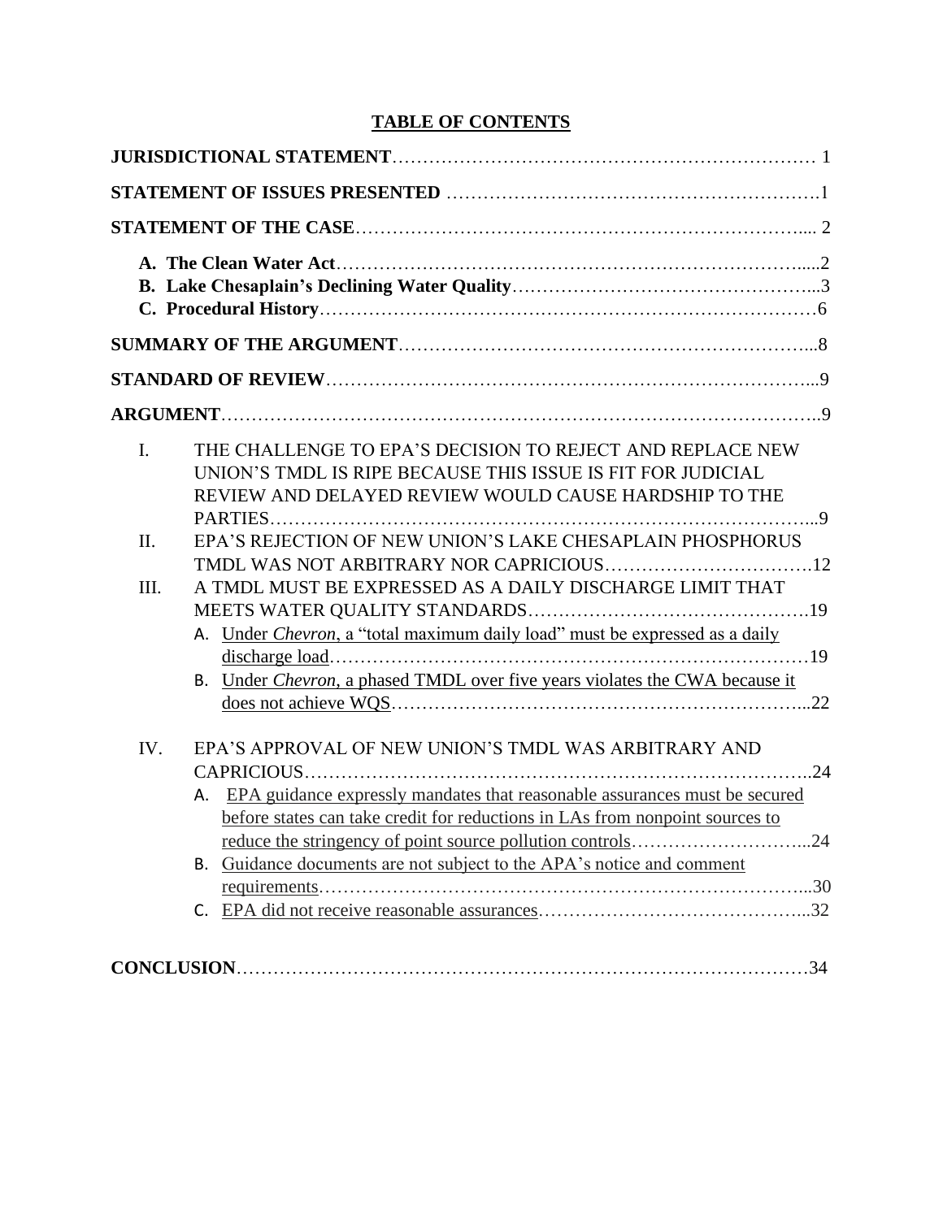# TABLE OF CONTENTS

**JURISDICTIONAL STATEMENT** ........................................................ 1

**STATEMENT OF ISSUES PRESENTED** ........................................................ 1

**STATEMENT OF THE CASE** ........................................................ 2

- **A. The Clean Water Act** ........................................................ 2
- **B. Lake Chesaplain's Declining Water Quality** ........................................................ 3
- **C. Procedural History** ........................................................ 6

**SUMMARY OF THE ARGUMENT** ........................................................ 8

**STANDARD OF REVIEW** ........................................................ 9

**ARGUMENT** ........................................................ 9

I. THE CHALLENGE TO EPA'S DECISION TO REJECT AND REPLACE NEW UNION'S TMDL IS RIPE BECAUSE THIS ISSUE IS FIT FOR JUDICIAL REVIEW AND DELAYED REVIEW WOULD CAUSE HARDSHIP TO THE PARTIES ........................................................ 9

II. EPA'S REJECTION OF NEW UNION'S LAKE CHESAPLAIN PHOSPHORUS TMDL WAS NOT ARBITRARY NOR CAPRICIOUS ........................................................ 12

III. A TMDL MUST BE EXPRESSED AS A DAILY DISCHARGE LIMIT THAT MEETS WATER QUALITY STANDARDS ........................................................ 19

- A. Under *Chevron*, a "total maximum daily load" must be expressed as a daily discharge load ........................................................ 19
- B. Under *Chevron*, a phased TMDL over five years violates the CWA because it does not achieve WQS ........................................................ 22

IV. EPA'S APPROVAL OF NEW UNION'S TMDL WAS ARBITRARY AND CAPRICIOUS ........................................................ 24

- A. EPA guidance expressly mandates that reasonable assurances must be secured before states can take credit for reductions in LAs from nonpoint sources to reduce the stringency of point source pollution controls ........................................................ 24
- B. Guidance documents are not subject to the APA's notice and comment requirements ........................................................ 30
- C. EPA did not receive reasonable assurances ........................................................ 32

**CONCLUSION** ........................................................ 34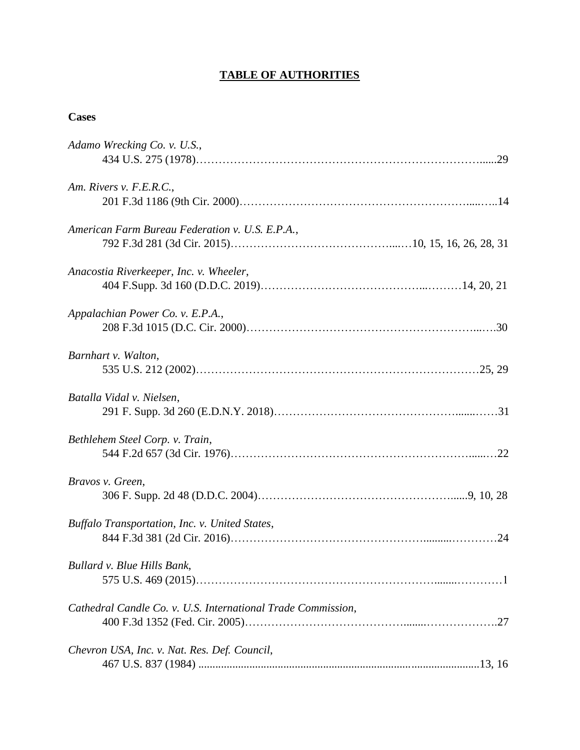# TABLE OF AUTHORITIES

**Cases**

*Adamo Wrecking Co. v. U.S.*,
434 U.S. 275 (1978)……………………………………………………………......29

*Am. Rivers v. F.E.R.C.*,
201 F.3d 1186 (9th Cir. 2000)……………………………………………………....…..14

*American Farm Bureau Federation v. U.S. E.P.A.*,
792 F.3d 281 (3d Cir. 2015)………………………………….....10, 15, 16, 26, 28, 31

*Anacostia Riverkeeper, Inc. v. Wheeler*,
404 F.Supp. 3d 160 (D.D.C. 2019)…………………………………...………14, 20, 21

*Appalachian Power Co. v. E.P.A.*,
208 F.3d 1015 (D.C. Cir. 2000)…………………………………………………...….30

*Barnhart v. Walton*,
535 U.S. 212 (2002)……………………………………………………………25, 29

*Batalla Vidal v. Nielsen*,
291 F. Supp. 3d 260 (E.D.N.Y. 2018)……………….…………………………......……31

*Bethlehem Steel Corp. v. Train*,
544 F.2d 657 (3d Cir. 1976)……………………………………………………......…22

*Bravos v. Green*,
306 F. Supp. 2d 48 (D.D.C. 2004)……………………………………………......9, 10, 28

*Buffalo Transportation, Inc. v. United States*,
844 F.3d 381 (2d Cir. 2016)……………………………………….........…………24

*Bullard v. Blue Hills Bank*,
575 U.S. 469 (2015)……………………………………………………........…………1

*Cathedral Candle Co. v. U.S. International Trade Commission*,
400 F.3d 1352 (Fed. Cir. 2005)………………………………….......……………….27

*Chevron USA, Inc. v. Nat. Res. Def. Council*,
467 U.S. 837 (1984) ..................................................................................................13, 16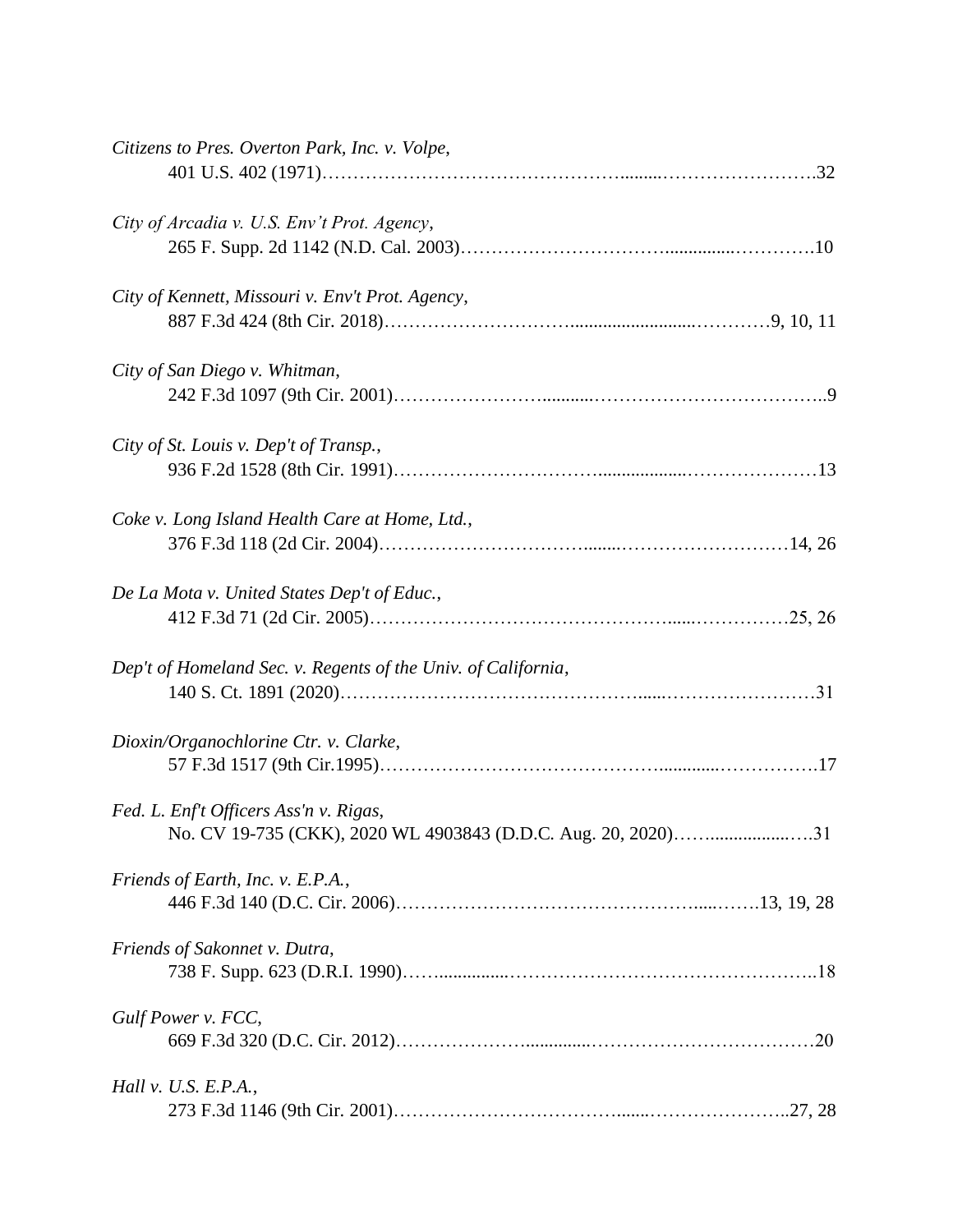*Citizens to Pres. Overton Park, Inc. v. Volpe*,
401 U.S. 402 (1971)……………………………………….........…………………….32

*City of Arcadia v. U.S. Env't Prot. Agency*,
265 F. Supp. 2d 1142 (N.D. Cal. 2003)…………………………...............………….10

*City of Kennett, Missouri v. Env't Prot. Agency*,
887 F.3d 424 (8th Cir. 2018)………………………..........................…………9, 10, 11

*City of San Diego v. Whitman*,
242 F.3d 1097 (9th Cir. 2001)……………………...........………………………………..9

*City of St. Louis v. Dep't of Transp.*,
936 F.2d 1528 (8th Cir. 1991)…………………………...................…………………13

*Coke v. Long Island Health Care at Home, Ltd.*,
376 F.3d 118 (2d Cir. 2004)……………………………........………………………14, 26

*De La Mota v. United States Dep't of Educ.*,
412 F.3d 71 (2d Cir. 2005)………………………………………….....……………25, 26

*Dep't of Homeland Sec. v. Regents of the Univ. of California*,
140 S. Ct. 1891 (2020)…………………………………………......……………………31

*Dioxin/Organochlorine Ctr. v. Clarke*,
57 F.3d 1517 (9th Cir.1995)……………………………………….............…………….17

*Fed. L. Enf't Officers Ass'n v. Rigas*,
No. CV 19-735 (CKK), 2020 WL 4903843 (D.D.C. Aug. 20, 2020)…….................….31

*Friends of Earth, Inc. v. E.P.A.*,
446 F.3d 140 (D.C. Cir. 2006)…………………………………………......…….13, 19, 28

*Friends of Sakonnet v. Dutra*,
738 F. Supp. 623 (D.R.I. 1990)……................…………………………………………..18

*Gulf Power v. FCC*,
669 F.3d 320 (D.C. Cir. 2012)………………….............………………………………20

*Hall v. U.S. E.P.A.*,
273 F.3d 1146 (9th Cir. 2001)……………………………......…………………..27, 28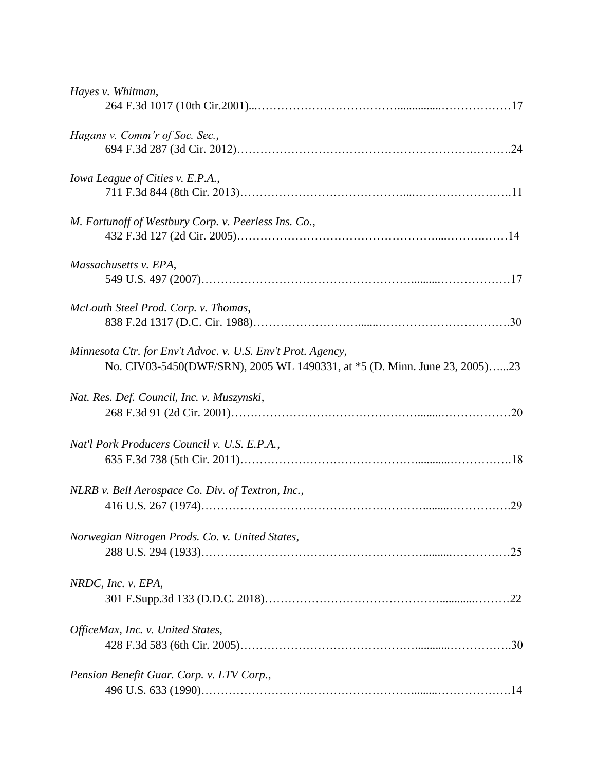*Hayes v. Whitman*,
264 F.3d 1017 (10th Cir.2001)...……………………………….............………………17

*Hagans v. Comm'r of Soc. Sec.*,
694 F.3d 287 (3d Cir. 2012)……………………………………………………….……….24

*Iowa League of Cities v. E.P.A.*,
711 F.3d 844 (8th Cir. 2013)…………………………………....……………………..11

*M. Fortunoff of Westbury Corp. v. Peerless Ins. Co.*,
432 F.3d 127 (2d Cir. 2005)………………………………………….....……….……14

*Massachusetts v. EPA*,
549 U.S. 497 (2007)…………………………………………….........………………17

*McLouth Steel Prod. Corp. v. Thomas*,
838 F.2d 1317 (D.C. Cir. 1988)……………………........…………………………….30

*Minnesota Ctr. for Env't Advoc. v. U.S. Env't Prot. Agency*,
No. CIV03-5450(DWF/SRN), 2005 WL 1490331, at *5 (D. Minn. June 23, 2005)…...23

*Nat. Res. Def. Council, Inc. v. Muszynski*,
268 F.3d 91 (2d Cir. 2001)………………………………………........………………20

*Nat'l Pork Producers Council v. U.S. E.P.A.*,
635 F.3d 738 (5th Cir. 2011)…………………………………….............…………….18

*NLRB v. Bell Aerospace Co. Div. of Textron, Inc.*,
416 U.S. 267 (1974)……………………………………………….........…………….29

*Norwegian Nitrogen Prods. Co. v. United States*,
288 U.S. 294 (1933)……………………………………………….........……………25

*NRDC, Inc. v. EPA*,
301 F.Supp.3d 133 (D.D.C. 2018)……………………………………...........………22

*OfficeMax, Inc. v. United States*,
428 F.3d 583 (6th Cir. 2005)…………………………………….............…………….30

*Pension Benefit Guar. Corp. v. LTV Corp.*,
496 U.S. 633 (1990)…………………………………………….........………………14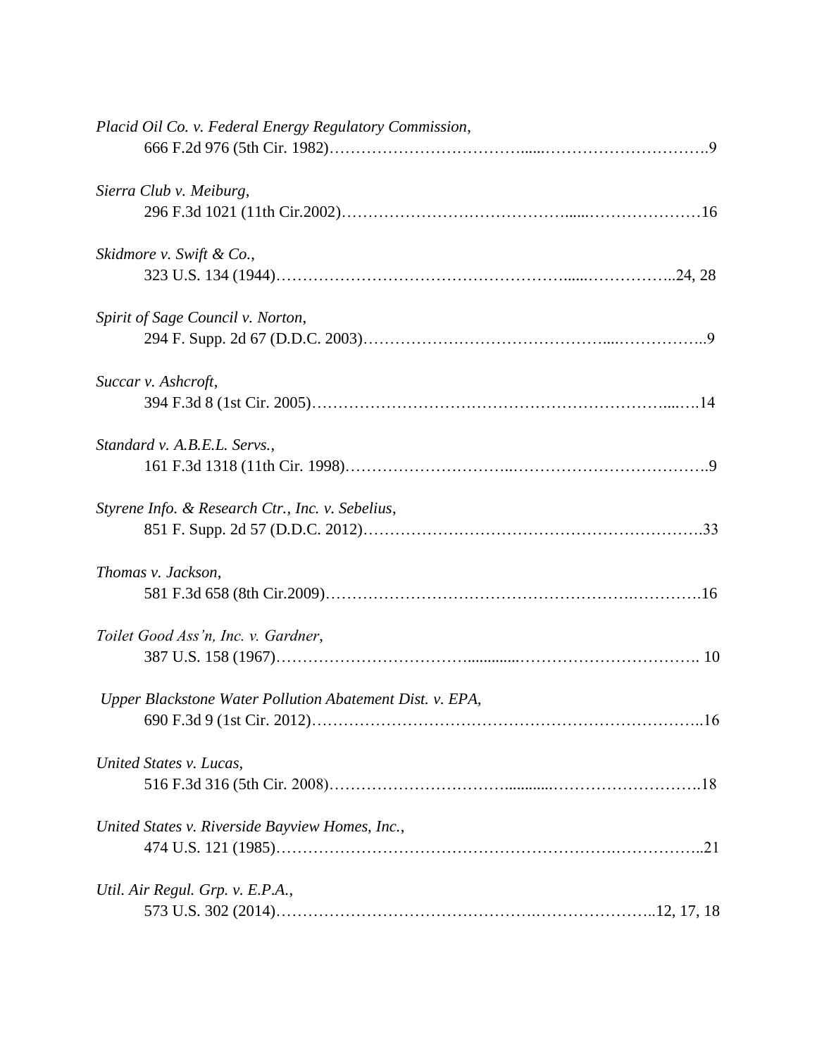*Placid Oil Co. v. Federal Energy Regulatory Commission*,
666 F.2d 976 (5th Cir. 1982)……………………………......………………………….9

*Sierra Club v. Meiburg*,
296 F.3d 1021 (11th Cir.2002)…………………………………......…………………16

*Skidmore v. Swift & Co.*,
323 U.S. 134 (1944)…………………………………………......……………..24, 28

*Spirit of Sage Council v. Norton*,
294 F. Supp. 2d 67 (D.D.C. 2003)……………………………………....……………..9

*Succar v. Ashcroft*,
394 F.3d 8 (1st Cir. 2005)………………………………………………………....….14

*Standard v. A.B.E.L. Servs.*,
161 F.3d 1318 (11th Cir. 1998)………………………..……………………………….9

*Styrene Info. & Research Ctr., Inc. v. Sebelius*,
851 F. Supp. 2d 57 (D.D.C. 2012)…………………………………………………….33

*Thomas v. Jackson*,
581 F.3d 658 (8th Cir.2009)………………………………………………..………….16

*Toilet Good Ass'n, Inc. v. Gardner*,
387 U.S. 158 (1967)……………………………..............……………………………. 10

*Upper Blackstone Water Pollution Abatement Dist. v. EPA*,
690 F.3d 9 (1st Cir. 2012)……………………………………………………………..16

*United States v. Lucas*,
516 F.3d 316 (5th Cir. 2008)………………………….........……………………….18

*United States v. Riverside Bayview Homes, Inc.*,
474 U.S. 121 (1985)…………………………………………………….……………..21

*Util. Air Regul. Grp. v. E.P.A.*,
573 U.S. 302 (2014)……………………………………….…………………..12, 17, 18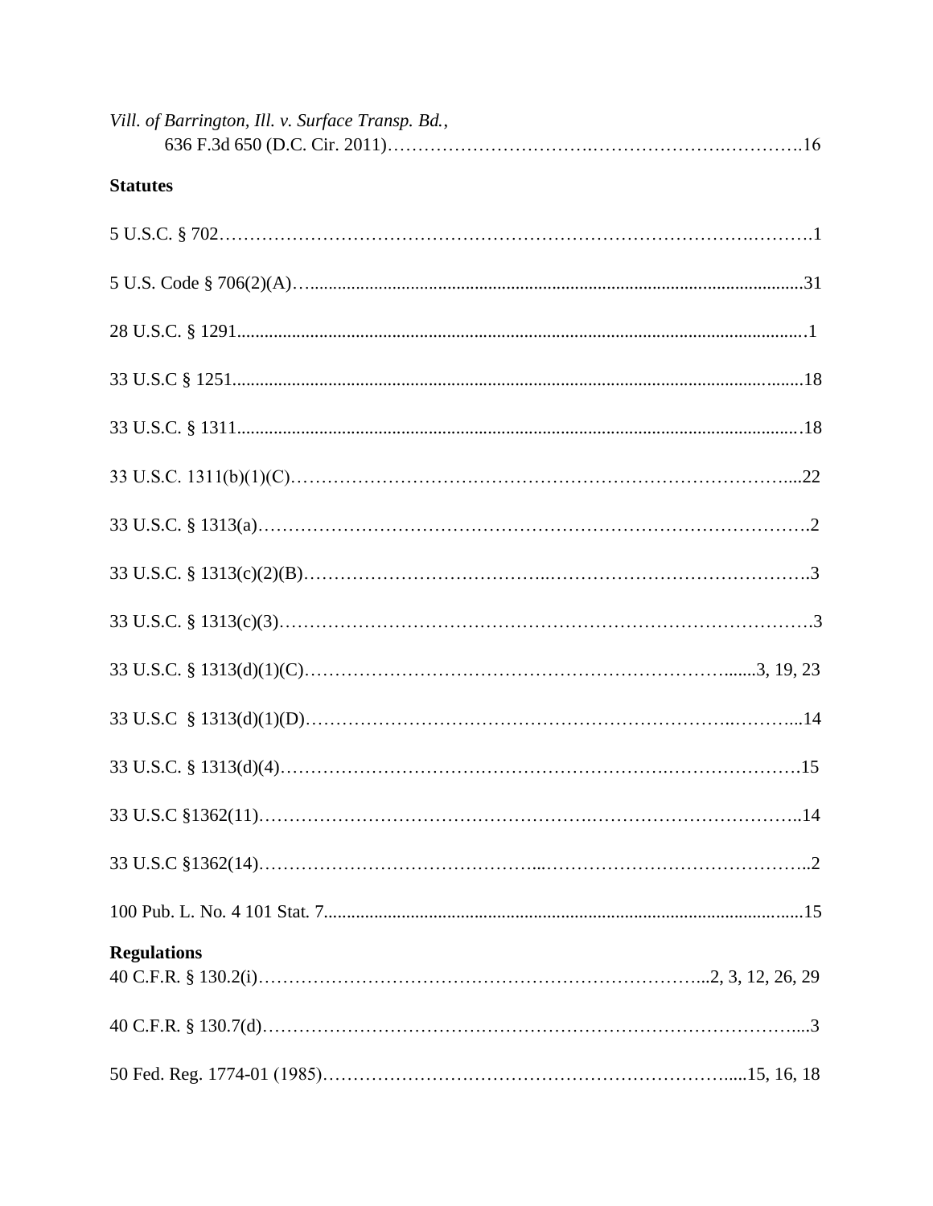*Vill. of Barrington, Ill. v. Surface Transp. Bd.*,
636 F.3d 650 (D.C. Cir. 2011)……………………………………………………………16

**Statutes**

5 U.S.C. § 702……………………………………………………………………………….1

5 U.S. Code § 706(2)(A)…..........................................................................................................31

28 U.S.C. § 1291...........................................................................................................................1

33 U.S.C § 1251...........................................................................................................................18

33 U.S.C. § 1311...........................................................................................................................18

33 U.S.C. 1311(b)(1)(C)…………………………………………………………………...22

33 U.S.C. § 1313(a)……………………………………………………………………………….2

33 U.S.C. § 1313(c)(2)(B)…………………………………………………………………….3

33 U.S.C. § 1313(c)(3)……………………………………………………………………………3

33 U.S.C. § 1313(d)(1)(C)……………………………………………………….......3, 19, 23

33 U.S.C § 1313(d)(1)(D)……………………………………………………………………...14

33 U.S.C. § 1313(d)(4)………………………………………………………………………….15

33 U.S.C §1362(11)……………………………………………………………………………..14

33 U.S.C §1362(14)……………………………………………………………………………...2

100 Pub. L. No. 4 101 Stat. 7.......................................................................................................15

**Regulations**

40 C.F.R. § 130.2(i)………………………………………………………………...2, 3, 12, 26, 29

40 C.F.R. § 130.7(d)……………………………………………………………………………....3

50 Fed. Reg. 1774-01 (1985)………………………………………………………….....15, 16, 18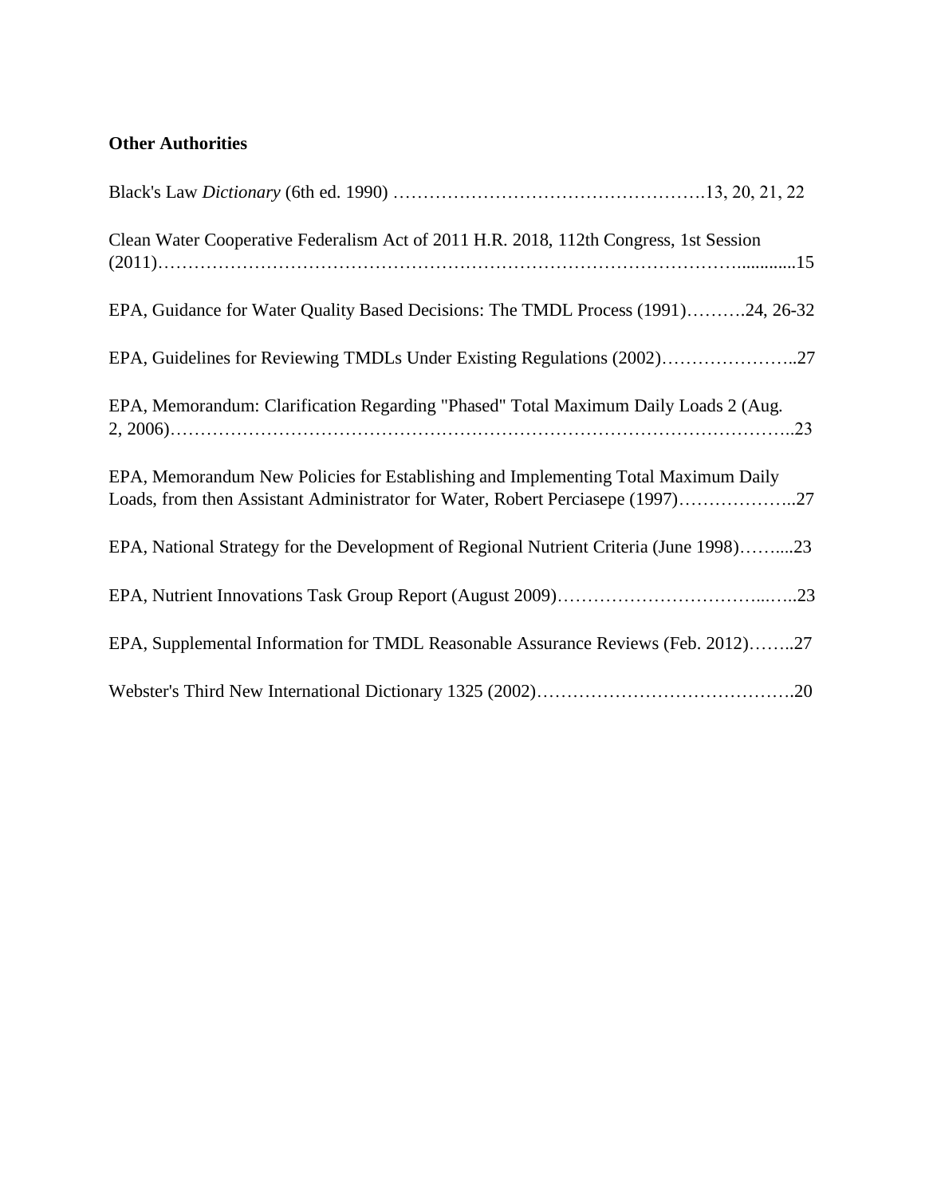**Other Authorities**

Black's Law *Dictionary* (6th ed. 1990) …………………………………………….13, 20, 21, 22

Clean Water Cooperative Federalism Act of 2011 H.R. 2018, 112th Congress, 1st Session (2011)…………………………………………………………………………………............15

EPA, Guidance for Water Quality Based Decisions: The TMDL Process (1991)……….24, 26-32

EPA, Guidelines for Reviewing TMDLs Under Existing Regulations (2002)…………………..27

EPA, Memorandum: Clarification Regarding "Phased" Total Maximum Daily Loads 2 (Aug. 2, 2006)………………………………………………………………………………………..23

EPA, Memorandum New Policies for Establishing and Implementing Total Maximum Daily Loads, from then Assistant Administrator for Water, Robert Perciasepe (1997)………………..27

EPA, National Strategy for the Development of Regional Nutrient Criteria (June 1998)……....23

EPA, Nutrient Innovations Task Group Report (August 2009)……………………………...…..23

EPA, Supplemental Information for TMDL Reasonable Assurance Reviews (Feb. 2012)……..27

Webster's Third New International Dictionary 1325 (2002)…………………………………….20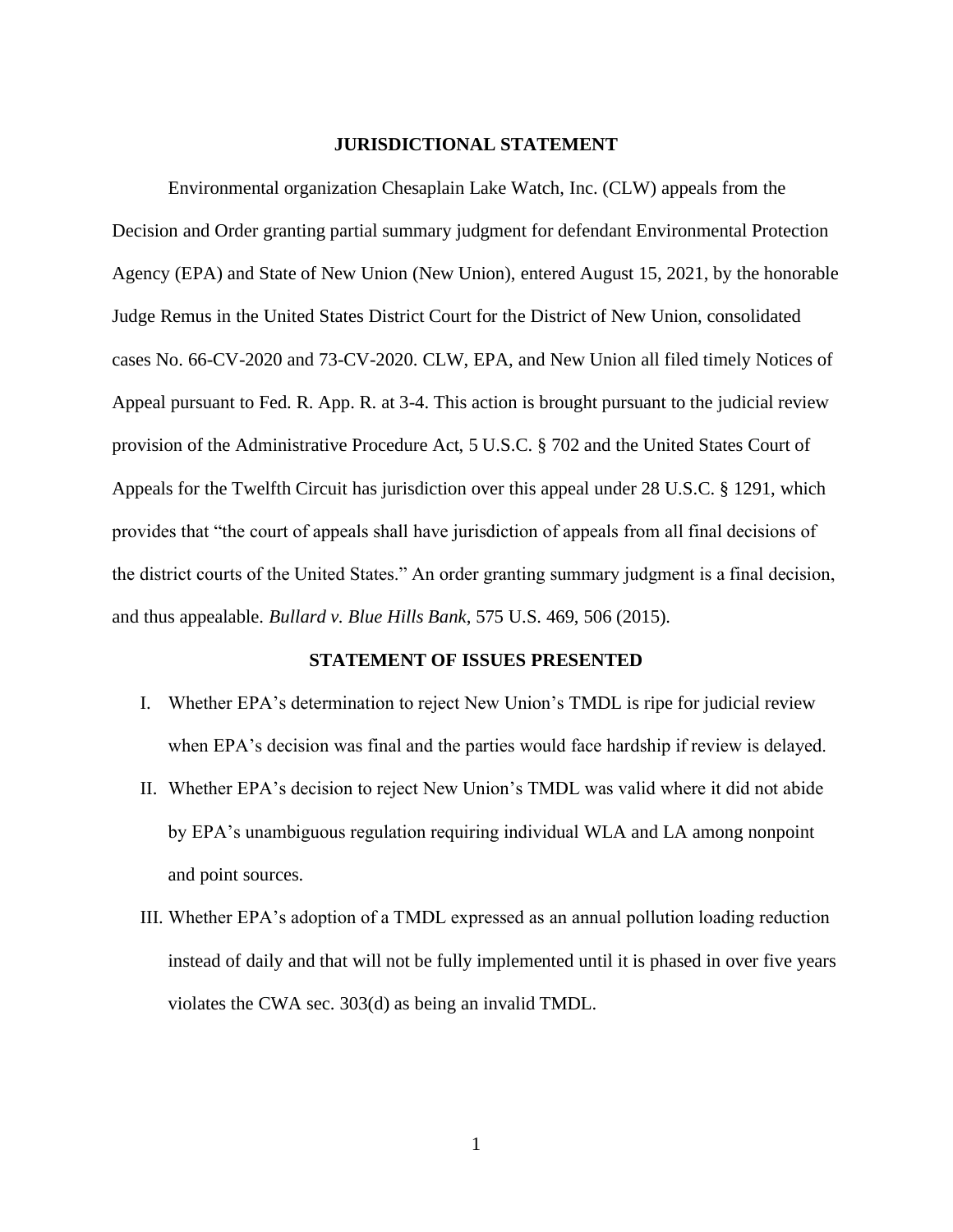## JURISDICTIONAL STATEMENT

Environmental organization Chesaplain Lake Watch, Inc. (CLW) appeals from the Decision and Order granting partial summary judgment for defendant Environmental Protection Agency (EPA) and State of New Union (New Union), entered August 15, 2021, by the honorable Judge Remus in the United States District Court for the District of New Union, consolidated cases No. 66-CV-2020 and 73-CV-2020. CLW, EPA, and New Union all filed timely Notices of Appeal pursuant to Fed. R. App. R. at 3-4. This action is brought pursuant to the judicial review provision of the Administrative Procedure Act, 5 U.S.C. § 702 and the United States Court of Appeals for the Twelfth Circuit has jurisdiction over this appeal under 28 U.S.C. § 1291, which provides that "the court of appeals shall have jurisdiction of appeals from all final decisions of the district courts of the United States." An order granting summary judgment is a final decision, and thus appealable. *Bullard v. Blue Hills Bank*, 575 U.S. 469, 506 (2015).

## STATEMENT OF ISSUES PRESENTED

I. Whether EPA's determination to reject New Union's TMDL is ripe for judicial review when EPA's decision was final and the parties would face hardship if review is delayed.

II. Whether EPA's decision to reject New Union's TMDL was valid where it did not abide by EPA's unambiguous regulation requiring individual WLA and LA among nonpoint and point sources.

III. Whether EPA's adoption of a TMDL expressed as an annual pollution loading reduction instead of daily and that will not be fully implemented until it is phased in over five years violates the CWA sec. 303(d) as being an invalid TMDL.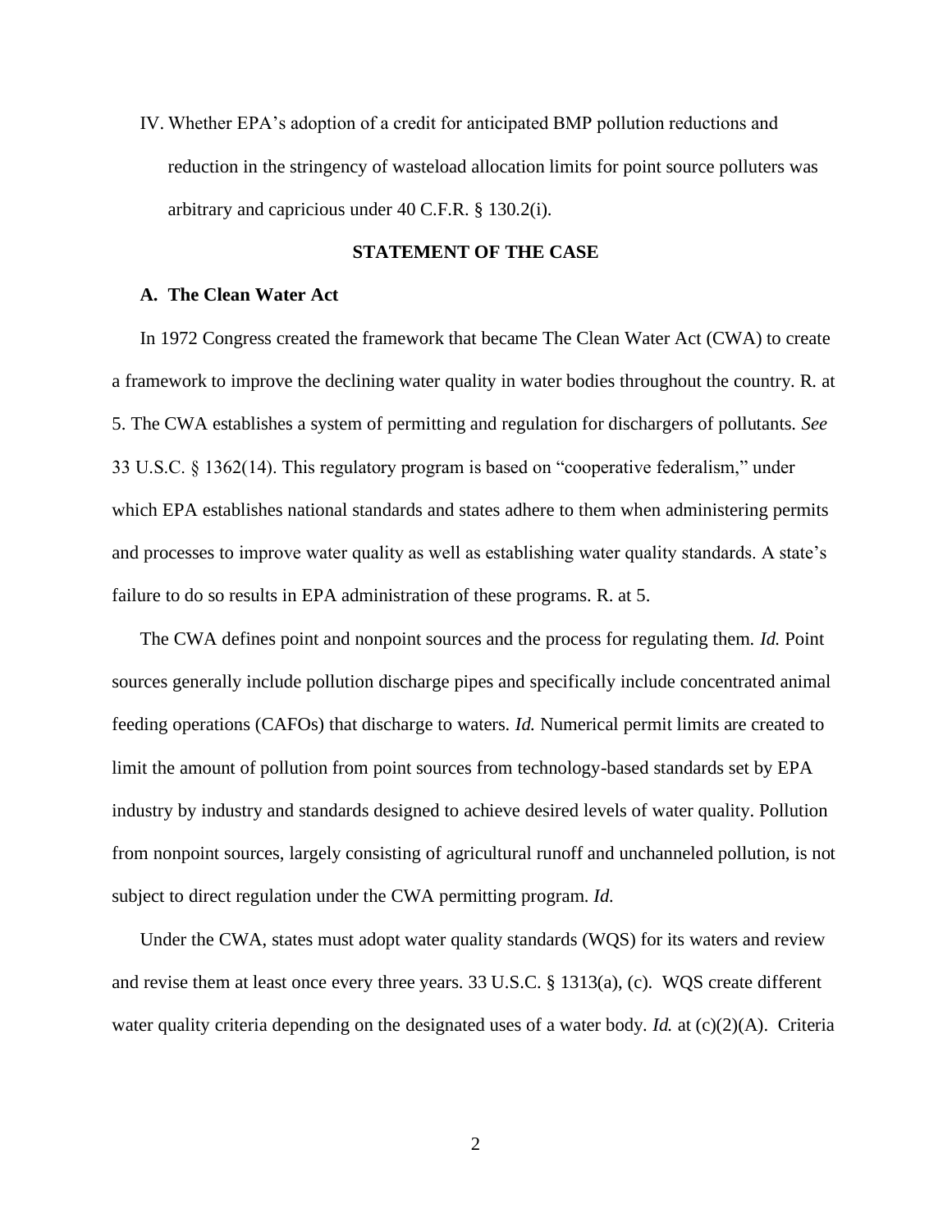IV. Whether EPA's adoption of a credit for anticipated BMP pollution reductions and reduction in the stringency of wasteload allocation limits for point source polluters was arbitrary and capricious under 40 C.F.R. § 130.2(i).

## STATEMENT OF THE CASE

### A. The Clean Water Act

In 1972 Congress created the framework that became The Clean Water Act (CWA) to create a framework to improve the declining water quality in water bodies throughout the country. R. at 5. The CWA establishes a system of permitting and regulation for dischargers of pollutants. *See* 33 U.S.C. § 1362(14). This regulatory program is based on "cooperative federalism," under which EPA establishes national standards and states adhere to them when administering permits and processes to improve water quality as well as establishing water quality standards. A state's failure to do so results in EPA administration of these programs. R. at 5.

The CWA defines point and nonpoint sources and the process for regulating them. *Id.* Point sources generally include pollution discharge pipes and specifically include concentrated animal feeding operations (CAFOs) that discharge to waters. *Id.* Numerical permit limits are created to limit the amount of pollution from point sources from technology-based standards set by EPA industry by industry and standards designed to achieve desired levels of water quality. Pollution from nonpoint sources, largely consisting of agricultural runoff and unchanneled pollution, is not subject to direct regulation under the CWA permitting program. *Id.*

Under the CWA, states must adopt water quality standards (WQS) for its waters and review and revise them at least once every three years. 33 U.S.C. § 1313(a), (c). WQS create different water quality criteria depending on the designated uses of a water body. *Id.* at (c)(2)(A). Criteria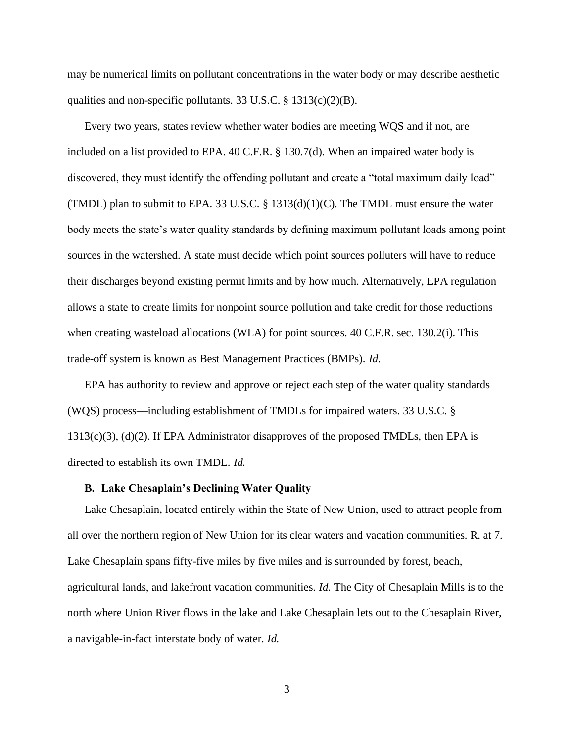may be numerical limits on pollutant concentrations in the water body or may describe aesthetic qualities and non-specific pollutants. 33 U.S.C. § 1313(c)(2)(B).

Every two years, states review whether water bodies are meeting WQS and if not, are included on a list provided to EPA. 40 C.F.R. § 130.7(d). When an impaired water body is discovered, they must identify the offending pollutant and create a "total maximum daily load" (TMDL) plan to submit to EPA. 33 U.S.C. § 1313(d)(1)(C). The TMDL must ensure the water body meets the state's water quality standards by defining maximum pollutant loads among point sources in the watershed. A state must decide which point sources polluters will have to reduce their discharges beyond existing permit limits and by how much. Alternatively, EPA regulation allows a state to create limits for nonpoint source pollution and take credit for those reductions when creating wasteload allocations (WLA) for point sources. 40 C.F.R. sec. 130.2(i). This trade-off system is known as Best Management Practices (BMPs). *Id.*

EPA has authority to review and approve or reject each step of the water quality standards (WQS) process—including establishment of TMDLs for impaired waters. 33 U.S.C. § 1313(c)(3), (d)(2). If EPA Administrator disapproves of the proposed TMDLs, then EPA is directed to establish its own TMDL. *Id.*

### B. Lake Chesaplain's Declining Water Quality

Lake Chesaplain, located entirely within the State of New Union, used to attract people from all over the northern region of New Union for its clear waters and vacation communities. R. at 7. Lake Chesaplain spans fifty-five miles by five miles and is surrounded by forest, beach, agricultural lands, and lakefront vacation communities. *Id.* The City of Chesaplain Mills is to the north where Union River flows in the lake and Lake Chesaplain lets out to the Chesaplain River, a navigable-in-fact interstate body of water. *Id.*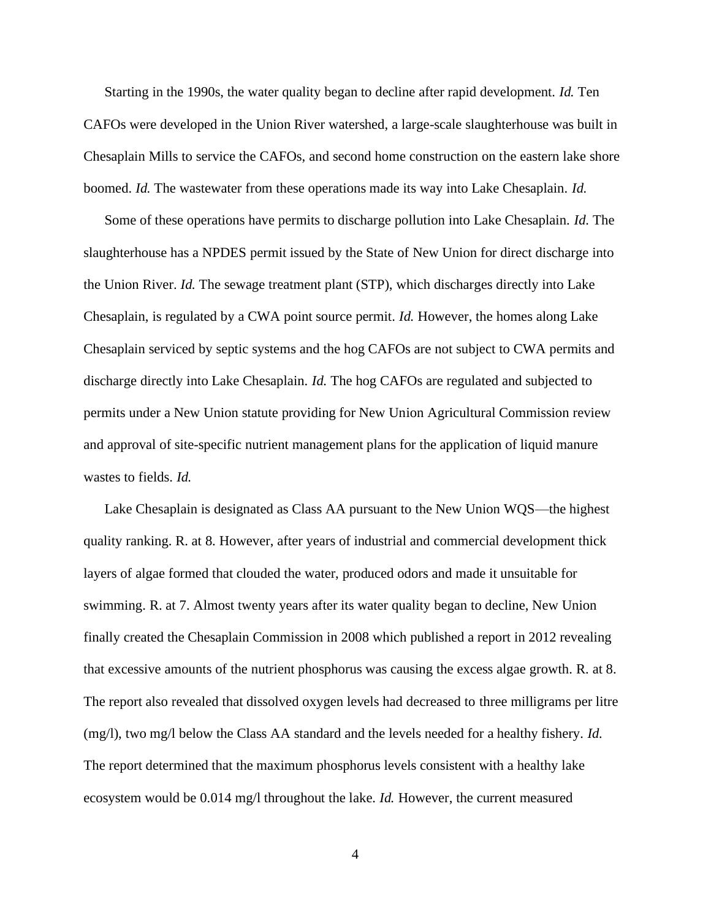Starting in the 1990s, the water quality began to decline after rapid development. *Id.* Ten CAFOs were developed in the Union River watershed, a large-scale slaughterhouse was built in Chesaplain Mills to service the CAFOs, and second home construction on the eastern lake shore boomed. *Id.* The wastewater from these operations made its way into Lake Chesaplain. *Id.*

Some of these operations have permits to discharge pollution into Lake Chesaplain. *Id.* The slaughterhouse has a NPDES permit issued by the State of New Union for direct discharge into the Union River. *Id.* The sewage treatment plant (STP), which discharges directly into Lake Chesaplain, is regulated by a CWA point source permit. *Id.* However, the homes along Lake Chesaplain serviced by septic systems and the hog CAFOs are not subject to CWA permits and discharge directly into Lake Chesaplain. *Id.* The hog CAFOs are regulated and subjected to permits under a New Union statute providing for New Union Agricultural Commission review and approval of site-specific nutrient management plans for the application of liquid manure wastes to fields. *Id.*

Lake Chesaplain is designated as Class AA pursuant to the New Union WQS—the highest quality ranking. R. at 8. However, after years of industrial and commercial development thick layers of algae formed that clouded the water, produced odors and made it unsuitable for swimming. R. at 7. Almost twenty years after its water quality began to decline, New Union finally created the Chesaplain Commission in 2008 which published a report in 2012 revealing that excessive amounts of the nutrient phosphorus was causing the excess algae growth. R. at 8. The report also revealed that dissolved oxygen levels had decreased to three milligrams per litre (mg/l), two mg/l below the Class AA standard and the levels needed for a healthy fishery. *Id.* The report determined that the maximum phosphorus levels consistent with a healthy lake ecosystem would be 0.014 mg/l throughout the lake. *Id.* However, the current measured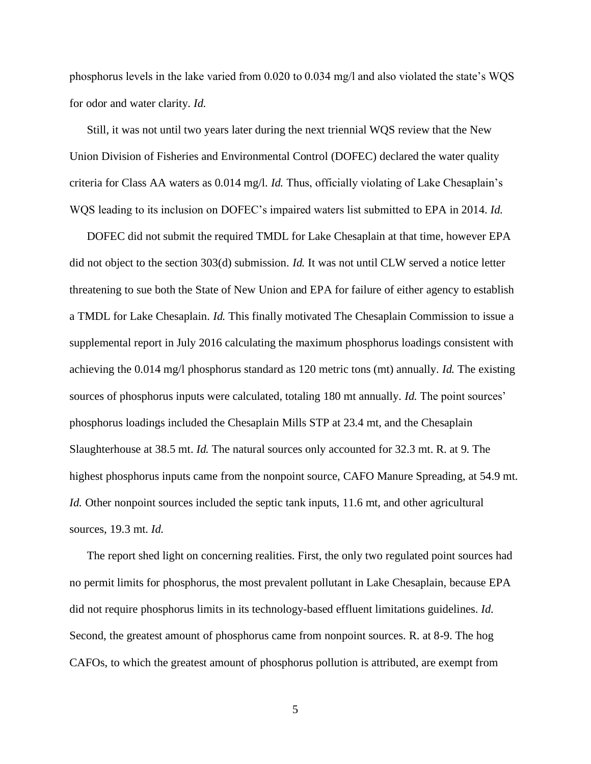phosphorus levels in the lake varied from 0.020 to 0.034 mg/l and also violated the state's WQS for odor and water clarity. *Id.*

Still, it was not until two years later during the next triennial WQS review that the New Union Division of Fisheries and Environmental Control (DOFEC) declared the water quality criteria for Class AA waters as 0.014 mg/l. *Id.* Thus, officially violating of Lake Chesaplain's WQS leading to its inclusion on DOFEC's impaired waters list submitted to EPA in 2014. *Id.*

DOFEC did not submit the required TMDL for Lake Chesaplain at that time, however EPA did not object to the section 303(d) submission. *Id.* It was not until CLW served a notice letter threatening to sue both the State of New Union and EPA for failure of either agency to establish a TMDL for Lake Chesaplain. *Id.* This finally motivated The Chesaplain Commission to issue a supplemental report in July 2016 calculating the maximum phosphorus loadings consistent with achieving the 0.014 mg/l phosphorus standard as 120 metric tons (mt) annually. *Id.* The existing sources of phosphorus inputs were calculated, totaling 180 mt annually. *Id.* The point sources' phosphorus loadings included the Chesaplain Mills STP at 23.4 mt, and the Chesaplain Slaughterhouse at 38.5 mt. *Id.* The natural sources only accounted for 32.3 mt. R. at 9. The highest phosphorus inputs came from the nonpoint source, CAFO Manure Spreading, at 54.9 mt. *Id.* Other nonpoint sources included the septic tank inputs, 11.6 mt, and other agricultural sources, 19.3 mt. *Id.*

The report shed light on concerning realities. First, the only two regulated point sources had no permit limits for phosphorus, the most prevalent pollutant in Lake Chesaplain, because EPA did not require phosphorus limits in its technology-based effluent limitations guidelines. *Id.* Second, the greatest amount of phosphorus came from nonpoint sources. R. at 8-9. The hog CAFOs, to which the greatest amount of phosphorus pollution is attributed, are exempt from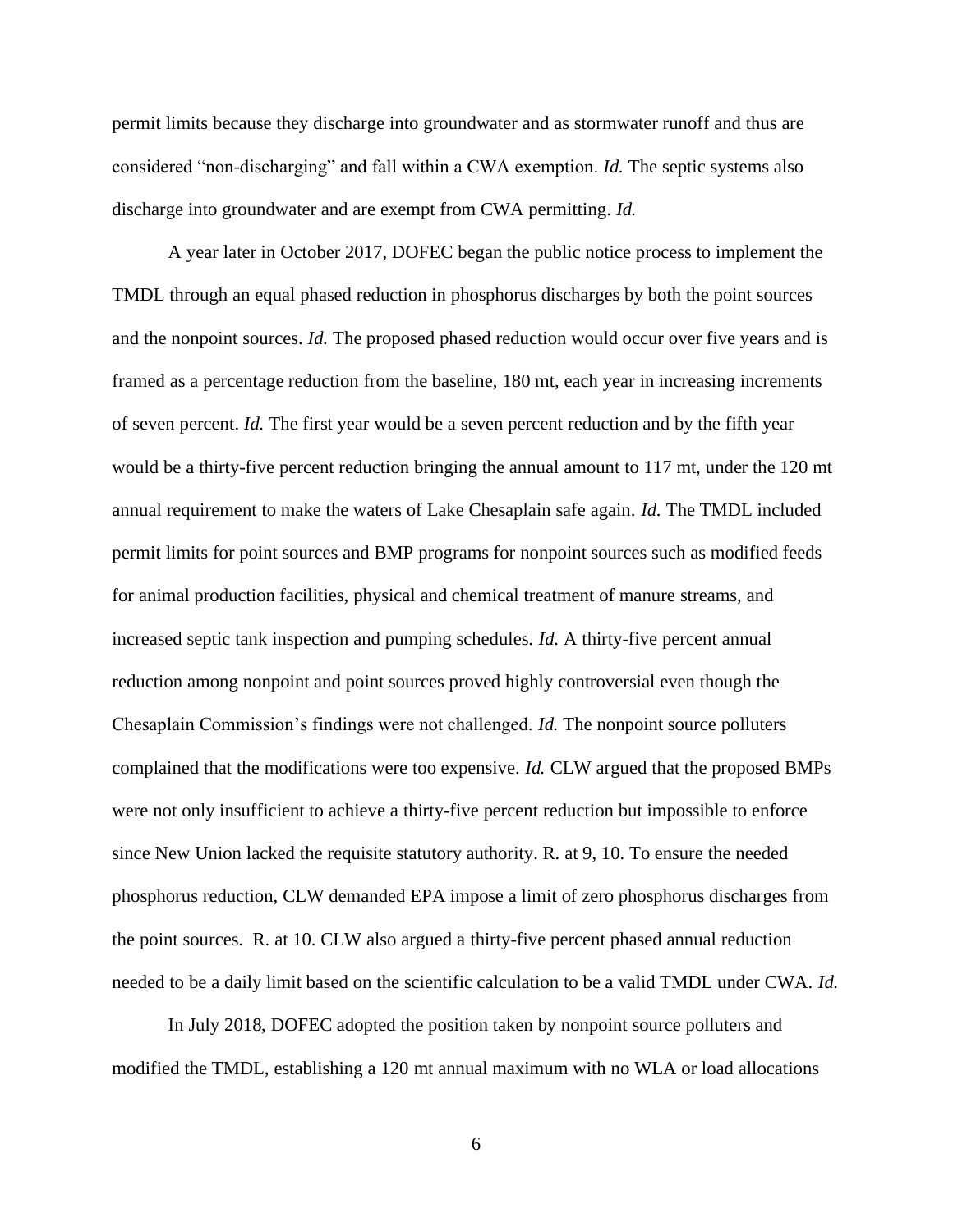permit limits because they discharge into groundwater and as stormwater runoff and thus are considered "non-discharging" and fall within a CWA exemption. *Id.* The septic systems also discharge into groundwater and are exempt from CWA permitting. *Id.*

A year later in October 2017, DOFEC began the public notice process to implement the TMDL through an equal phased reduction in phosphorus discharges by both the point sources and the nonpoint sources. *Id.* The proposed phased reduction would occur over five years and is framed as a percentage reduction from the baseline, 180 mt, each year in increasing increments of seven percent. *Id.* The first year would be a seven percent reduction and by the fifth year would be a thirty-five percent reduction bringing the annual amount to 117 mt, under the 120 mt annual requirement to make the waters of Lake Chesaplain safe again. *Id.* The TMDL included permit limits for point sources and BMP programs for nonpoint sources such as modified feeds for animal production facilities, physical and chemical treatment of manure streams, and increased septic tank inspection and pumping schedules. *Id.* A thirty-five percent annual reduction among nonpoint and point sources proved highly controversial even though the Chesaplain Commission's findings were not challenged. *Id.* The nonpoint source polluters complained that the modifications were too expensive. *Id.* CLW argued that the proposed BMPs were not only insufficient to achieve a thirty-five percent reduction but impossible to enforce since New Union lacked the requisite statutory authority. R. at 9, 10. To ensure the needed phosphorus reduction, CLW demanded EPA impose a limit of zero phosphorus discharges from the point sources. R. at 10. CLW also argued a thirty-five percent phased annual reduction needed to be a daily limit based on the scientific calculation to be a valid TMDL under CWA. *Id.*

In July 2018, DOFEC adopted the position taken by nonpoint source polluters and modified the TMDL, establishing a 120 mt annual maximum with no WLA or load allocations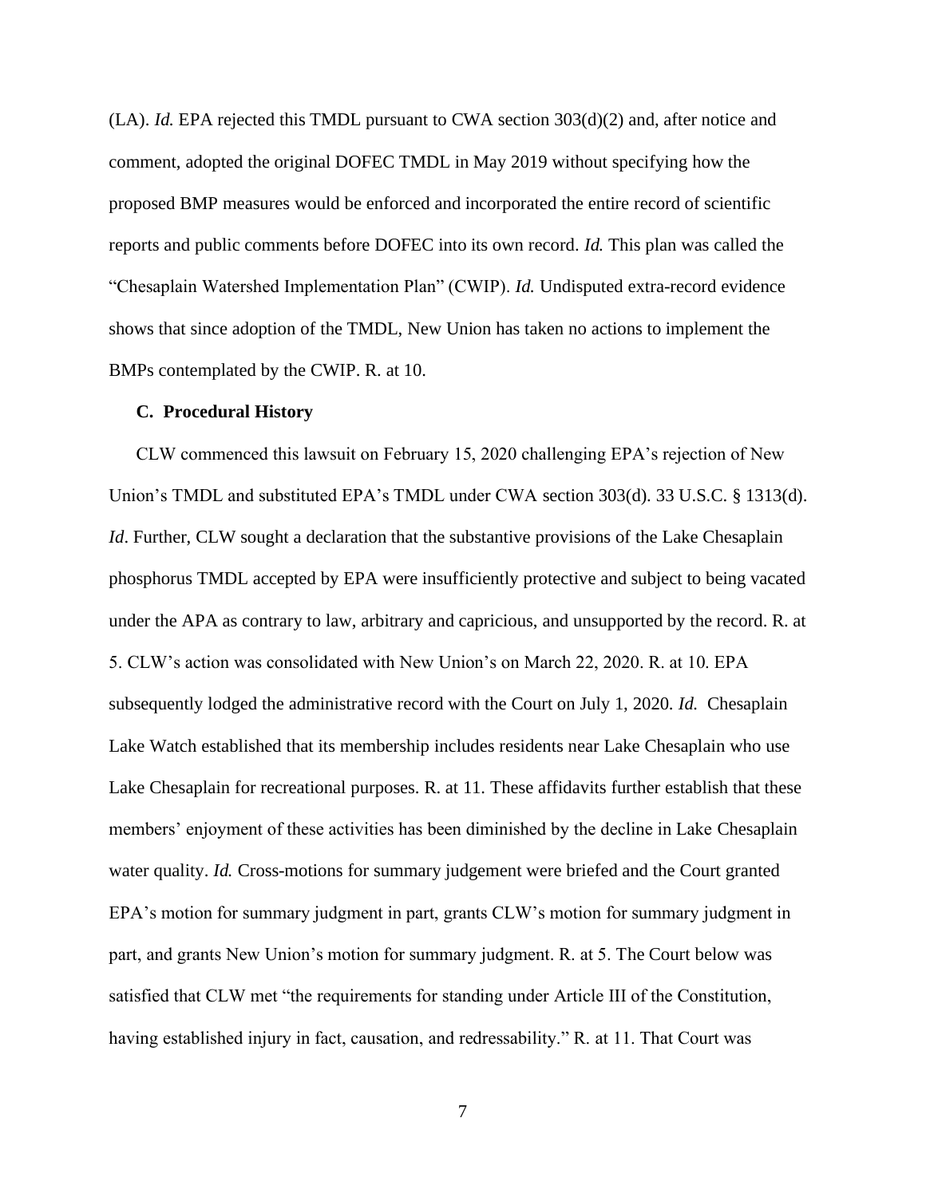(LA). *Id.* EPA rejected this TMDL pursuant to CWA section 303(d)(2) and, after notice and comment, adopted the original DOFEC TMDL in May 2019 without specifying how the proposed BMP measures would be enforced and incorporated the entire record of scientific reports and public comments before DOFEC into its own record. *Id.* This plan was called the "Chesaplain Watershed Implementation Plan" (CWIP). *Id.* Undisputed extra-record evidence shows that since adoption of the TMDL, New Union has taken no actions to implement the BMPs contemplated by the CWIP. R. at 10.

### C. Procedural History

CLW commenced this lawsuit on February 15, 2020 challenging EPA's rejection of New Union's TMDL and substituted EPA's TMDL under CWA section 303(d). 33 U.S.C. § 1313(d). *Id*. Further, CLW sought a declaration that the substantive provisions of the Lake Chesaplain phosphorus TMDL accepted by EPA were insufficiently protective and subject to being vacated under the APA as contrary to law, arbitrary and capricious, and unsupported by the record. R. at 5. CLW's action was consolidated with New Union's on March 22, 2020. R. at 10. EPA subsequently lodged the administrative record with the Court on July 1, 2020. *Id.* Chesaplain Lake Watch established that its membership includes residents near Lake Chesaplain who use Lake Chesaplain for recreational purposes. R. at 11. These affidavits further establish that these members' enjoyment of these activities has been diminished by the decline in Lake Chesaplain water quality. *Id.* Cross-motions for summary judgement were briefed and the Court granted EPA's motion for summary judgment in part, grants CLW's motion for summary judgment in part, and grants New Union's motion for summary judgment. R. at 5. The Court below was satisfied that CLW met "the requirements for standing under Article III of the Constitution, having established injury in fact, causation, and redressability." R. at 11. That Court was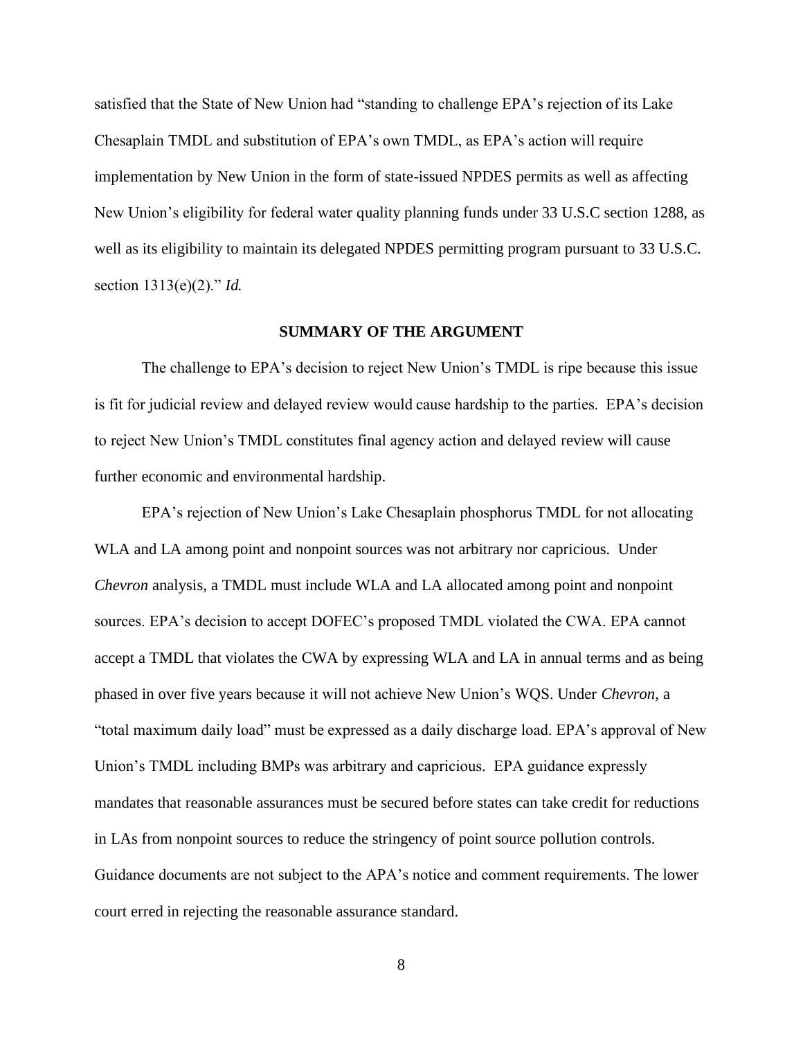satisfied that the State of New Union had "standing to challenge EPA's rejection of its Lake Chesaplain TMDL and substitution of EPA's own TMDL, as EPA's action will require implementation by New Union in the form of state-issued NPDES permits as well as affecting New Union's eligibility for federal water quality planning funds under 33 U.S.C section 1288, as well as its eligibility to maintain its delegated NPDES permitting program pursuant to 33 U.S.C. section 1313(e)(2)." *Id.*

## SUMMARY OF THE ARGUMENT

The challenge to EPA's decision to reject New Union's TMDL is ripe because this issue is fit for judicial review and delayed review would cause hardship to the parties. EPA's decision to reject New Union's TMDL constitutes final agency action and delayed review will cause further economic and environmental hardship.

EPA's rejection of New Union's Lake Chesaplain phosphorus TMDL for not allocating WLA and LA among point and nonpoint sources was not arbitrary nor capricious. Under *Chevron* analysis, a TMDL must include WLA and LA allocated among point and nonpoint sources. EPA's decision to accept DOFEC's proposed TMDL violated the CWA. EPA cannot accept a TMDL that violates the CWA by expressing WLA and LA in annual terms and as being phased in over five years because it will not achieve New Union's WQS. Under *Chevron*, a "total maximum daily load" must be expressed as a daily discharge load. EPA's approval of New Union's TMDL including BMPs was arbitrary and capricious. EPA guidance expressly mandates that reasonable assurances must be secured before states can take credit for reductions in LAs from nonpoint sources to reduce the stringency of point source pollution controls. Guidance documents are not subject to the APA's notice and comment requirements. The lower court erred in rejecting the reasonable assurance standard.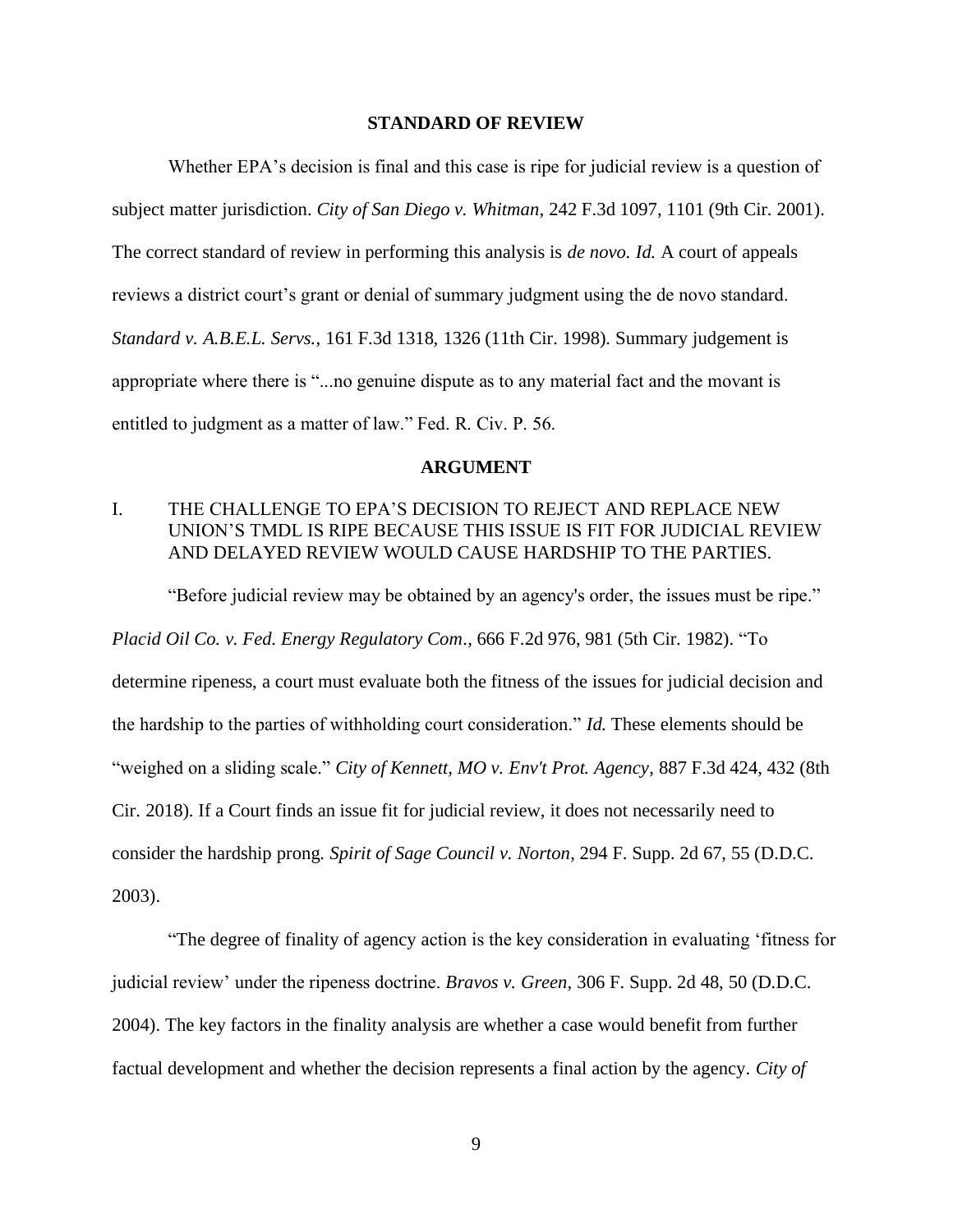## STANDARD OF REVIEW

Whether EPA's decision is final and this case is ripe for judicial review is a question of subject matter jurisdiction. *City of San Diego v. Whitman*, 242 F.3d 1097, 1101 (9th Cir. 2001). The correct standard of review in performing this analysis is *de novo. Id.* A court of appeals reviews a district court's grant or denial of summary judgment using the de novo standard. *Standard v. A.B.E.L. Servs.*, 161 F.3d 1318, 1326 (11th Cir. 1998). Summary judgement is appropriate where there is "...no genuine dispute as to any material fact and the movant is entitled to judgment as a matter of law." Fed. R. Civ. P. 56.

## ARGUMENT

### I. THE CHALLENGE TO EPA'S DECISION TO REJECT AND REPLACE NEW UNION'S TMDL IS RIPE BECAUSE THIS ISSUE IS FIT FOR JUDICIAL REVIEW AND DELAYED REVIEW WOULD CAUSE HARDSHIP TO THE PARTIES.

"Before judicial review may be obtained by an agency's order, the issues must be ripe." *Placid Oil Co. v. Fed. Energy Regulatory Com*., 666 F.2d 976, 981 (5th Cir. 1982). "To determine ripeness, a court must evaluate both the fitness of the issues for judicial decision and the hardship to the parties of withholding court consideration." *Id.* These elements should be "weighed on a sliding scale." *City of Kennett, MO v. Env't Prot. Agency*, 887 F.3d 424, 432 (8th Cir. 2018). If a Court finds an issue fit for judicial review, it does not necessarily need to consider the hardship prong. *Spirit of Sage Council v. Norton*, 294 F. Supp. 2d 67, 55 (D.D.C. 2003).

"The degree of finality of agency action is the key consideration in evaluating 'fitness for judicial review' under the ripeness doctrine. *Bravos v. Green*, 306 F. Supp. 2d 48, 50 (D.D.C. 2004). The key factors in the finality analysis are whether a case would benefit from further factual development and whether the decision represents a final action by the agency. *City of*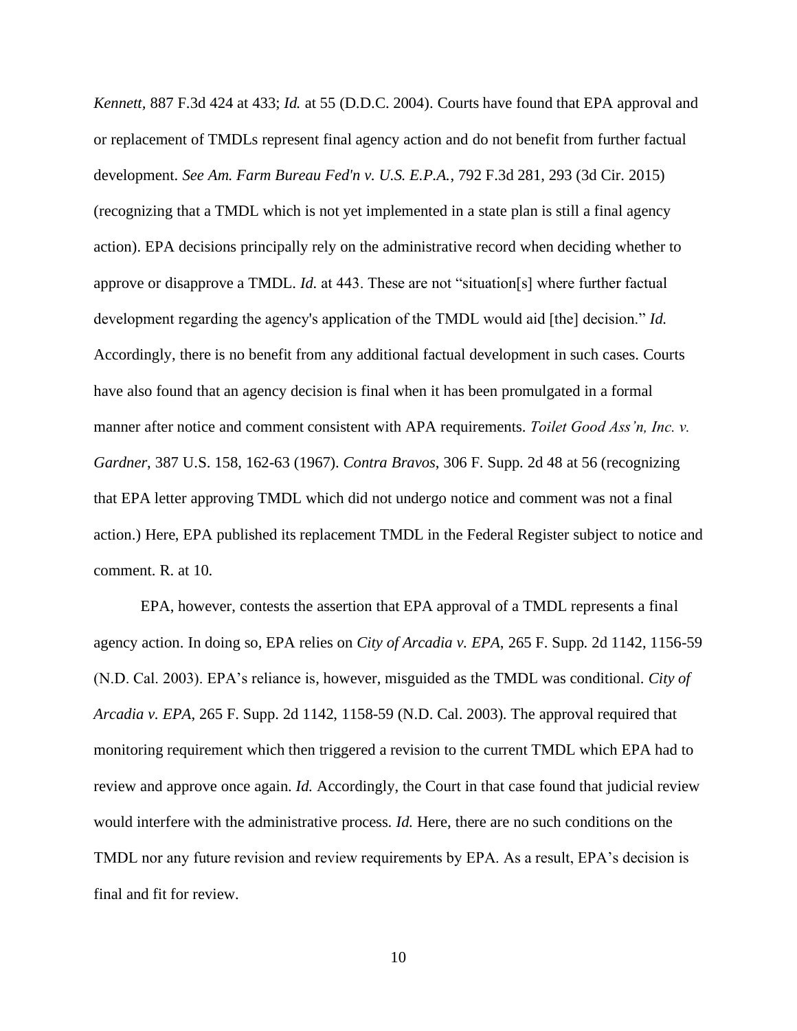*Kennett*, 887 F.3d 424 at 433; *Id.* at 55 (D.D.C. 2004). Courts have found that EPA approval and or replacement of TMDLs represent final agency action and do not benefit from further factual development. *See Am. Farm Bureau Fed'n v. U.S. E.P.A.*, 792 F.3d 281, 293 (3d Cir. 2015) (recognizing that a TMDL which is not yet implemented in a state plan is still a final agency action). EPA decisions principally rely on the administrative record when deciding whether to approve or disapprove a TMDL. *Id.* at 443. These are not "situation[s] where further factual development regarding the agency's application of the TMDL would aid [the] decision." *Id.* Accordingly, there is no benefit from any additional factual development in such cases. Courts have also found that an agency decision is final when it has been promulgated in a formal manner after notice and comment consistent with APA requirements. *Toilet Good Ass'n, Inc. v. Gardner*, 387 U.S. 158, 162-63 (1967). *Contra Bravos*, 306 F. Supp. 2d 48 at 56 (recognizing that EPA letter approving TMDL which did not undergo notice and comment was not a final action.) Here, EPA published its replacement TMDL in the Federal Register subject to notice and comment. R. at 10.

EPA, however, contests the assertion that EPA approval of a TMDL represents a final agency action. In doing so, EPA relies on *City of Arcadia v. EPA*, 265 F. Supp. 2d 1142, 1156-59 (N.D. Cal. 2003). EPA's reliance is, however, misguided as the TMDL was conditional. *City of Arcadia v. EPA*, 265 F. Supp. 2d 1142, 1158-59 (N.D. Cal. 2003). The approval required that monitoring requirement which then triggered a revision to the current TMDL which EPA had to review and approve once again. *Id.* Accordingly, the Court in that case found that judicial review would interfere with the administrative process. *Id.* Here, there are no such conditions on the TMDL nor any future revision and review requirements by EPA. As a result, EPA's decision is final and fit for review.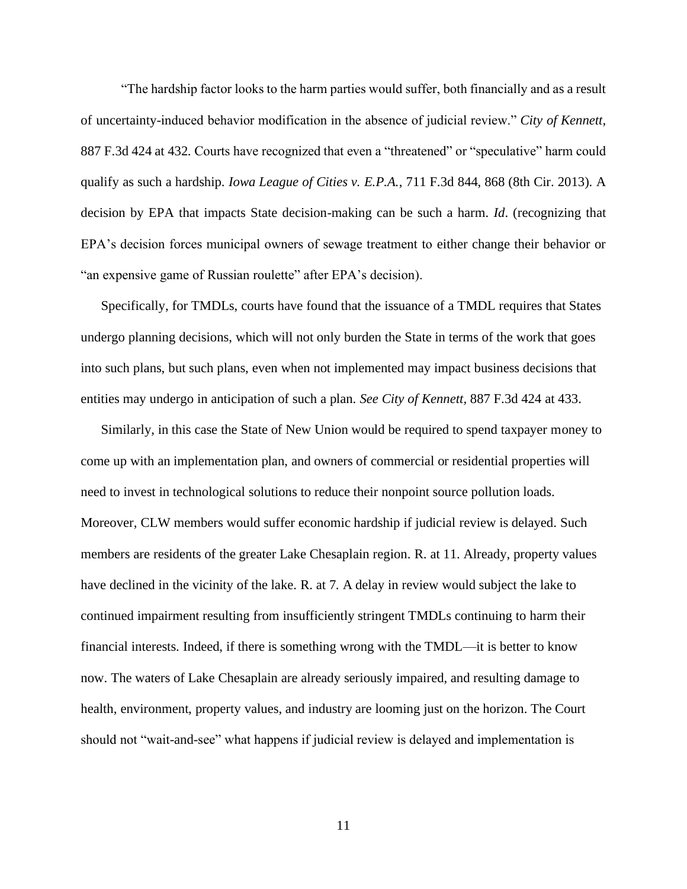"The hardship factor looks to the harm parties would suffer, both financially and as a result of uncertainty-induced behavior modification in the absence of judicial review." *City of Kennett*, 887 F.3d 424 at 432. Courts have recognized that even a "threatened" or "speculative" harm could qualify as such a hardship. *Iowa League of Cities v. E.P.A.*, 711 F.3d 844, 868 (8th Cir. 2013). A decision by EPA that impacts State decision-making can be such a harm. *Id*. (recognizing that EPA's decision forces municipal owners of sewage treatment to either change their behavior or "an expensive game of Russian roulette" after EPA's decision).

Specifically, for TMDLs, courts have found that the issuance of a TMDL requires that States undergo planning decisions, which will not only burden the State in terms of the work that goes into such plans, but such plans, even when not implemented may impact business decisions that entities may undergo in anticipation of such a plan. *See City of Kennett*, 887 F.3d 424 at 433.

Similarly, in this case the State of New Union would be required to spend taxpayer money to come up with an implementation plan, and owners of commercial or residential properties will need to invest in technological solutions to reduce their nonpoint source pollution loads. Moreover, CLW members would suffer economic hardship if judicial review is delayed. Such members are residents of the greater Lake Chesaplain region. R. at 11. Already, property values have declined in the vicinity of the lake. R. at 7. A delay in review would subject the lake to continued impairment resulting from insufficiently stringent TMDLs continuing to harm their financial interests. Indeed, if there is something wrong with the TMDL—it is better to know now. The waters of Lake Chesaplain are already seriously impaired, and resulting damage to health, environment, property values, and industry are looming just on the horizon. The Court should not "wait-and-see" what happens if judicial review is delayed and implementation is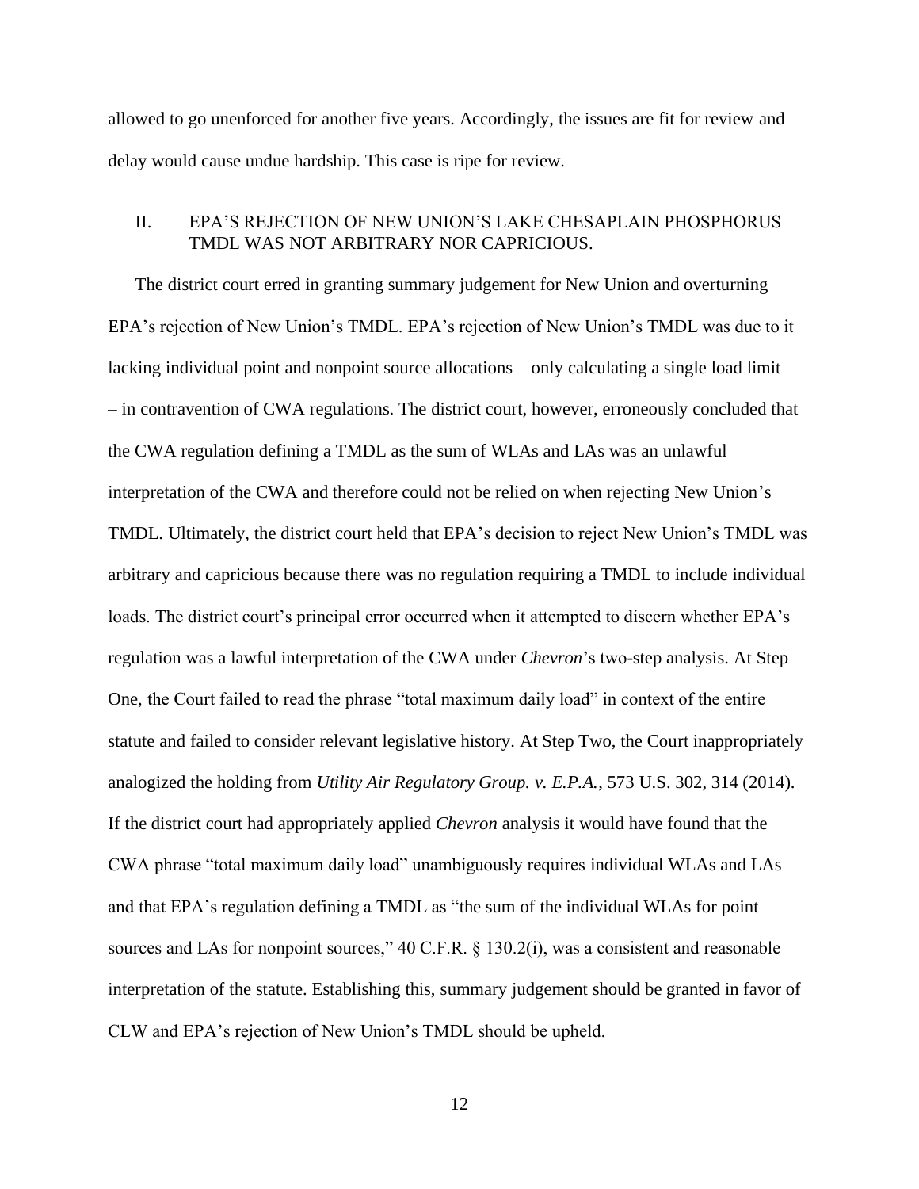allowed to go unenforced for another five years. Accordingly, the issues are fit for review and delay would cause undue hardship. This case is ripe for review.

## II. EPA'S REJECTION OF NEW UNION'S LAKE CHESAPLAIN PHOSPHORUS TMDL WAS NOT ARBITRARY NOR CAPRICIOUS.

The district court erred in granting summary judgement for New Union and overturning EPA's rejection of New Union's TMDL. EPA's rejection of New Union's TMDL was due to it lacking individual point and nonpoint source allocations – only calculating a single load limit – in contravention of CWA regulations. The district court, however, erroneously concluded that the CWA regulation defining a TMDL as the sum of WLAs and LAs was an unlawful interpretation of the CWA and therefore could not be relied on when rejecting New Union's TMDL. Ultimately, the district court held that EPA's decision to reject New Union's TMDL was arbitrary and capricious because there was no regulation requiring a TMDL to include individual loads. The district court's principal error occurred when it attempted to discern whether EPA's regulation was a lawful interpretation of the CWA under *Chevron*'s two-step analysis. At Step One, the Court failed to read the phrase "total maximum daily load" in context of the entire statute and failed to consider relevant legislative history. At Step Two, the Court inappropriately analogized the holding from *Utility Air Regulatory Group. v. E.P.A.*, 573 U.S. 302, 314 (2014). If the district court had appropriately applied *Chevron* analysis it would have found that the CWA phrase "total maximum daily load" unambiguously requires individual WLAs and LAs and that EPA's regulation defining a TMDL as "the sum of the individual WLAs for point sources and LAs for nonpoint sources," 40 C.F.R. § 130.2(i), was a consistent and reasonable interpretation of the statute. Establishing this, summary judgement should be granted in favor of CLW and EPA's rejection of New Union's TMDL should be upheld.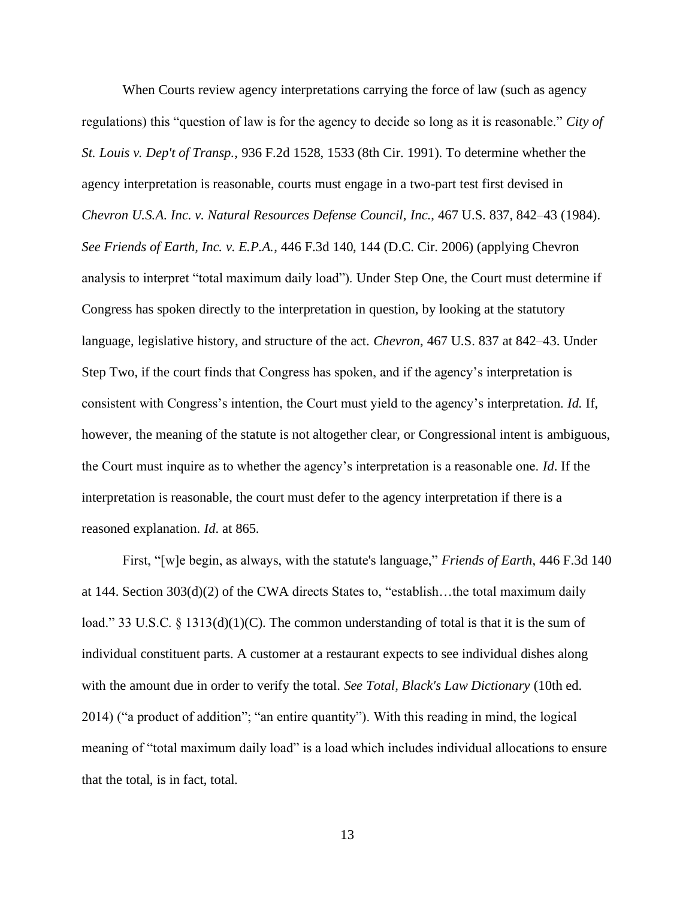When Courts review agency interpretations carrying the force of law (such as agency regulations) this "question of law is for the agency to decide so long as it is reasonable." *City of St. Louis v. Dep't of Transp.*, 936 F.2d 1528, 1533 (8th Cir. 1991). To determine whether the agency interpretation is reasonable, courts must engage in a two-part test first devised in *Chevron U.S.A. Inc. v. Natural Resources Defense Council, Inc.*, 467 U.S. 837, 842–43 (1984). *See Friends of Earth, Inc. v. E.P.A.*, 446 F.3d 140, 144 (D.C. Cir. 2006) (applying Chevron analysis to interpret "total maximum daily load"). Under Step One, the Court must determine if Congress has spoken directly to the interpretation in question, by looking at the statutory language, legislative history, and structure of the act. *Chevron*, 467 U.S. 837 at 842–43. Under Step Two, if the court finds that Congress has spoken, and if the agency's interpretation is consistent with Congress's intention, the Court must yield to the agency's interpretation. *Id.* If, however, the meaning of the statute is not altogether clear, or Congressional intent is ambiguous, the Court must inquire as to whether the agency's interpretation is a reasonable one. *Id*. If the interpretation is reasonable, the court must defer to the agency interpretation if there is a reasoned explanation. *Id*. at 865.

First, "[w]e begin, as always, with the statute's language," *Friends of Earth*, 446 F.3d 140 at 144. Section 303(d)(2) of the CWA directs States to, "establish…the total maximum daily load." 33 U.S.C. § 1313(d)(1)(C). The common understanding of total is that it is the sum of individual constituent parts. A customer at a restaurant expects to see individual dishes along with the amount due in order to verify the total. *See Total, Black's Law Dictionary* (10th ed. 2014) ("a product of addition"; "an entire quantity"). With this reading in mind, the logical meaning of "total maximum daily load" is a load which includes individual allocations to ensure that the total, is in fact, total.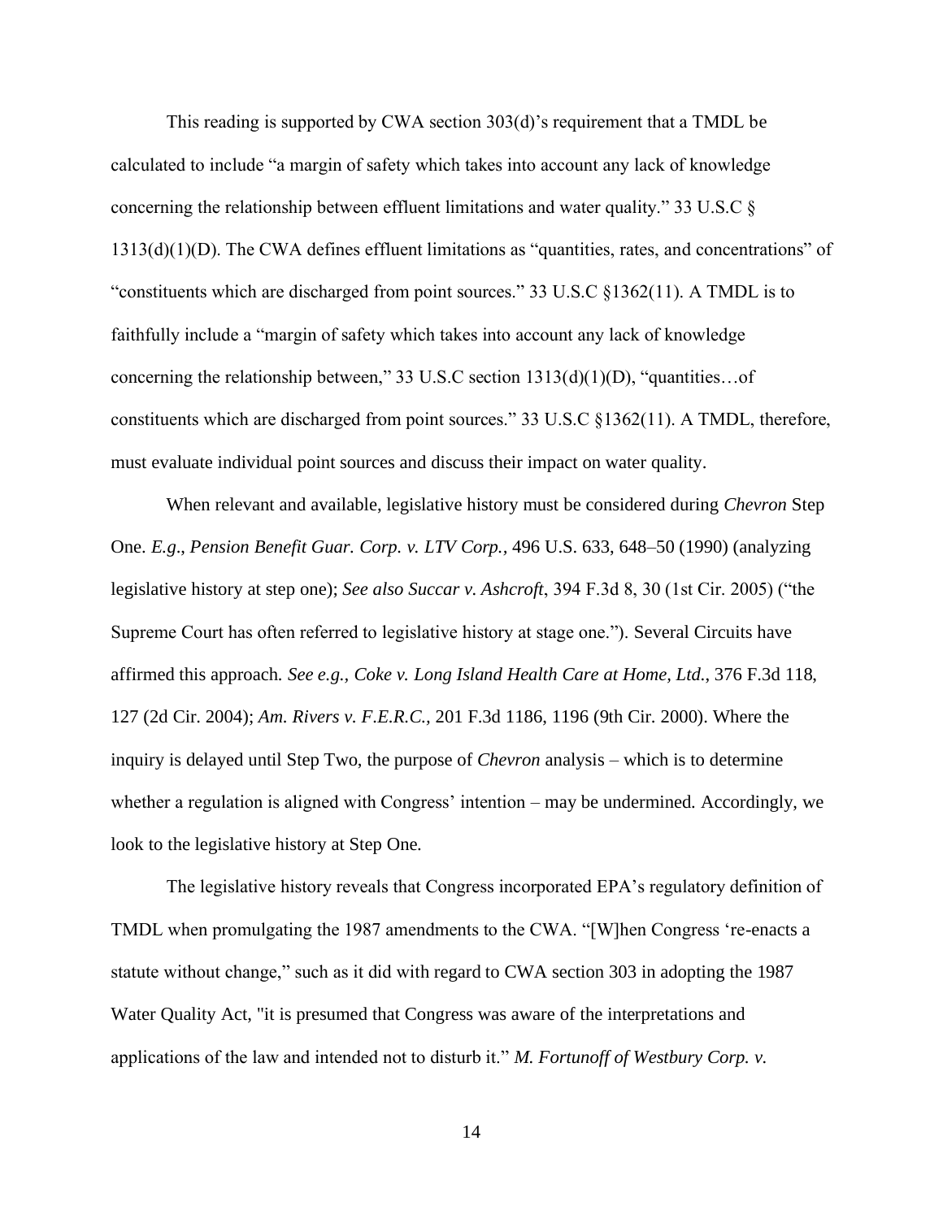This reading is supported by CWA section 303(d)'s requirement that a TMDL be calculated to include "a margin of safety which takes into account any lack of knowledge concerning the relationship between effluent limitations and water quality." 33 U.S.C § 1313(d)(1)(D). The CWA defines effluent limitations as "quantities, rates, and concentrations" of "constituents which are discharged from point sources." 33 U.S.C §1362(11). A TMDL is to faithfully include a "margin of safety which takes into account any lack of knowledge concerning the relationship between," 33 U.S.C section 1313(d)(1)(D), "quantities…of constituents which are discharged from point sources." 33 U.S.C §1362(11). A TMDL, therefore, must evaluate individual point sources and discuss their impact on water quality.

When relevant and available, legislative history must be considered during *Chevron* Step One. *E.g*., *Pension Benefit Guar. Corp. v. LTV Corp.*, 496 U.S. 633, 648–50 (1990) (analyzing legislative history at step one); *See also Succar v. Ashcroft*, 394 F.3d 8, 30 (1st Cir. 2005) ("the Supreme Court has often referred to legislative history at stage one."). Several Circuits have affirmed this approach. *See e.g., Coke v. Long Island Health Care at Home, Ltd.*, 376 F.3d 118, 127 (2d Cir. 2004); *Am. Rivers v. F.E.R.C.,* 201 F.3d 1186, 1196 (9th Cir. 2000). Where the inquiry is delayed until Step Two, the purpose of *Chevron* analysis – which is to determine whether a regulation is aligned with Congress' intention – may be undermined. Accordingly, we look to the legislative history at Step One.

The legislative history reveals that Congress incorporated EPA's regulatory definition of TMDL when promulgating the 1987 amendments to the CWA. "[W]hen Congress 're-enacts a statute without change," such as it did with regard to CWA section 303 in adopting the 1987 Water Quality Act, "it is presumed that Congress was aware of the interpretations and applications of the law and intended not to disturb it." *M. Fortunoff of Westbury Corp. v.*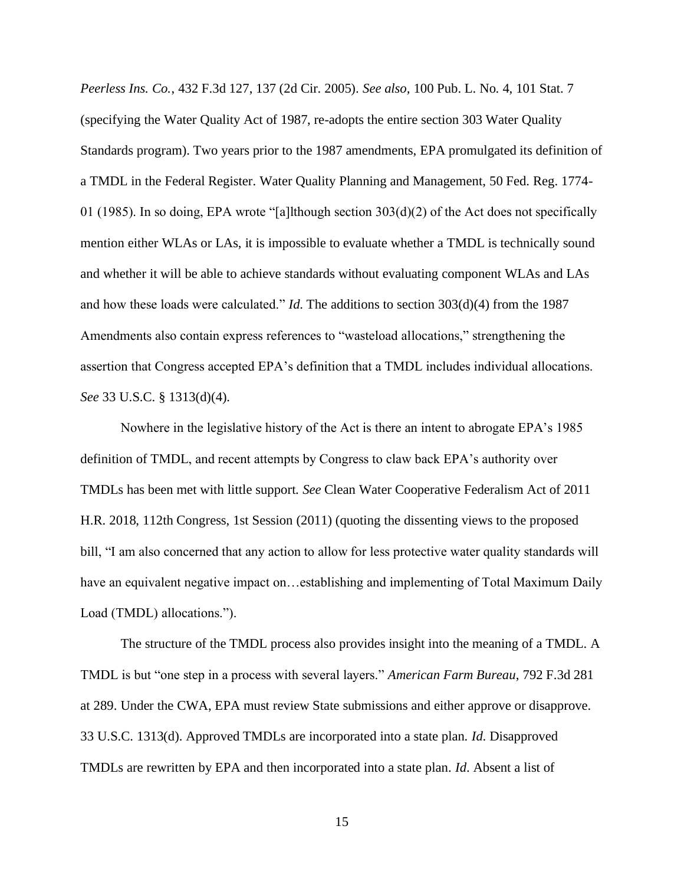*Peerless Ins. Co.*, 432 F.3d 127, 137 (2d Cir. 2005). *See also,* 100 Pub. L. No. 4, 101 Stat. 7 (specifying the Water Quality Act of 1987, re-adopts the entire section 303 Water Quality Standards program). Two years prior to the 1987 amendments, EPA promulgated its definition of a TMDL in the Federal Register. Water Quality Planning and Management, 50 Fed. Reg. 1774-01 (1985). In so doing, EPA wrote "[a]lthough section 303(d)(2) of the Act does not specifically mention either WLAs or LAs, it is impossible to evaluate whether a TMDL is technically sound and whether it will be able to achieve standards without evaluating component WLAs and LAs and how these loads were calculated." *Id.* The additions to section 303(d)(4) from the 1987 Amendments also contain express references to "wasteload allocations," strengthening the assertion that Congress accepted EPA's definition that a TMDL includes individual allocations. *See* 33 U.S.C. § 1313(d)(4).

Nowhere in the legislative history of the Act is there an intent to abrogate EPA's 1985 definition of TMDL, and recent attempts by Congress to claw back EPA's authority over TMDLs has been met with little support. *See* Clean Water Cooperative Federalism Act of 2011 H.R. 2018, 112th Congress, 1st Session (2011) (quoting the dissenting views to the proposed bill, "I am also concerned that any action to allow for less protective water quality standards will have an equivalent negative impact on…establishing and implementing of Total Maximum Daily Load (TMDL) allocations.").

The structure of the TMDL process also provides insight into the meaning of a TMDL. A TMDL is but "one step in a process with several layers." *American Farm Bureau*, 792 F.3d 281 at 289. Under the CWA, EPA must review State submissions and either approve or disapprove. 33 U.S.C. 1313(d). Approved TMDLs are incorporated into a state plan. *Id.* Disapproved TMDLs are rewritten by EPA and then incorporated into a state plan. *Id*. Absent a list of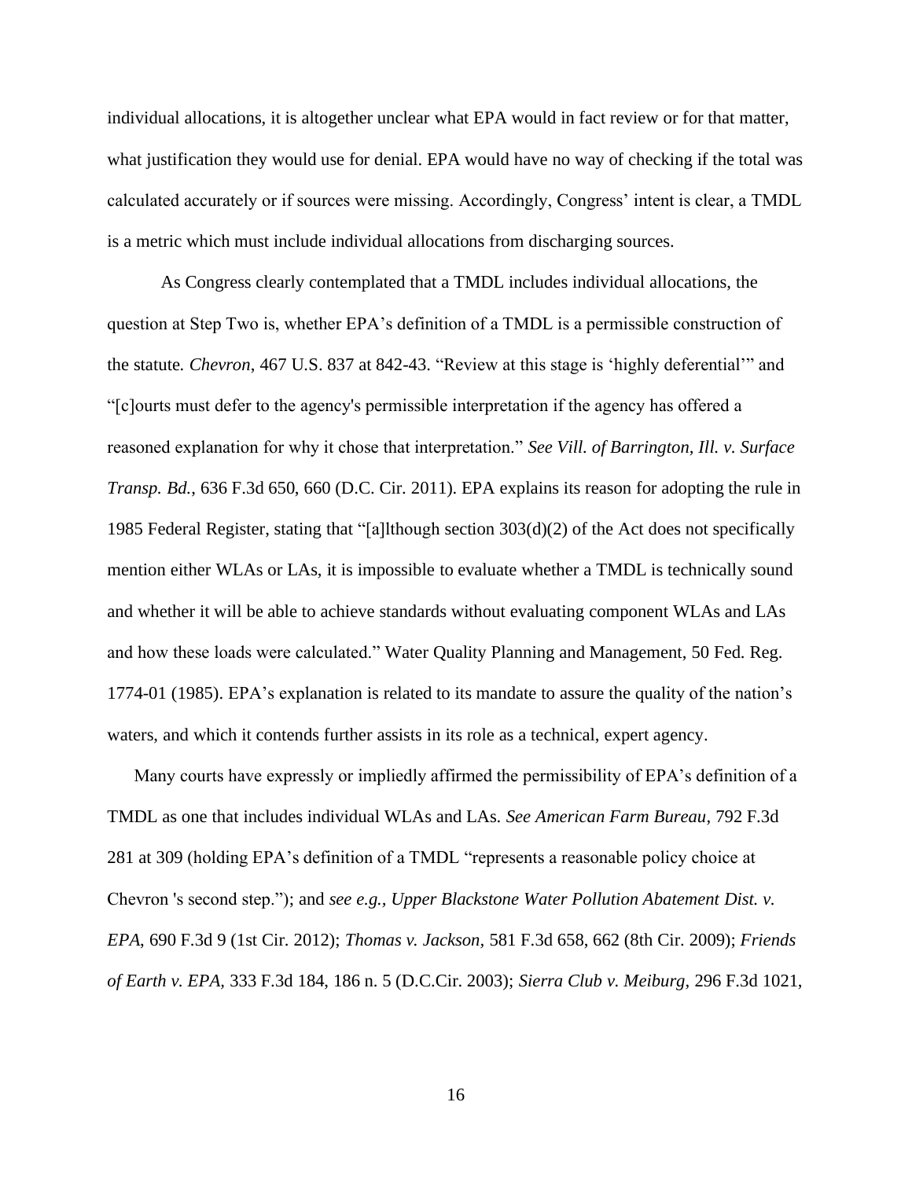individual allocations, it is altogether unclear what EPA would in fact review or for that matter, what justification they would use for denial. EPA would have no way of checking if the total was calculated accurately or if sources were missing. Accordingly, Congress' intent is clear, a TMDL is a metric which must include individual allocations from discharging sources.

As Congress clearly contemplated that a TMDL includes individual allocations, the question at Step Two is, whether EPA's definition of a TMDL is a permissible construction of the statute. *Chevron*, 467 U.S. 837 at 842-43. "Review at this stage is 'highly deferential'" and "[c]ourts must defer to the agency's permissible interpretation if the agency has offered a reasoned explanation for why it chose that interpretation." *See Vill. of Barrington, Ill. v. Surface Transp. Bd.*, 636 F.3d 650, 660 (D.C. Cir. 2011). EPA explains its reason for adopting the rule in 1985 Federal Register, stating that "[a]lthough section 303(d)(2) of the Act does not specifically mention either WLAs or LAs, it is impossible to evaluate whether a TMDL is technically sound and whether it will be able to achieve standards without evaluating component WLAs and LAs and how these loads were calculated." Water Quality Planning and Management, 50 Fed. Reg. 1774-01 (1985). EPA's explanation is related to its mandate to assure the quality of the nation's waters, and which it contends further assists in its role as a technical, expert agency.

Many courts have expressly or impliedly affirmed the permissibility of EPA's definition of a TMDL as one that includes individual WLAs and LAs. *See American Farm Bureau*, 792 F.3d 281 at 309 (holding EPA's definition of a TMDL "represents a reasonable policy choice at Chevron 's second step."); and *see e.g., Upper Blackstone Water Pollution Abatement Dist. v. EPA*, 690 F.3d 9 (1st Cir. 2012); *Thomas v. Jackson*, 581 F.3d 658, 662 (8th Cir. 2009); *Friends of Earth v. EPA,* 333 F.3d 184, 186 n. 5 (D.C.Cir. 2003); *Sierra Club v. Meiburg*, 296 F.3d 1021,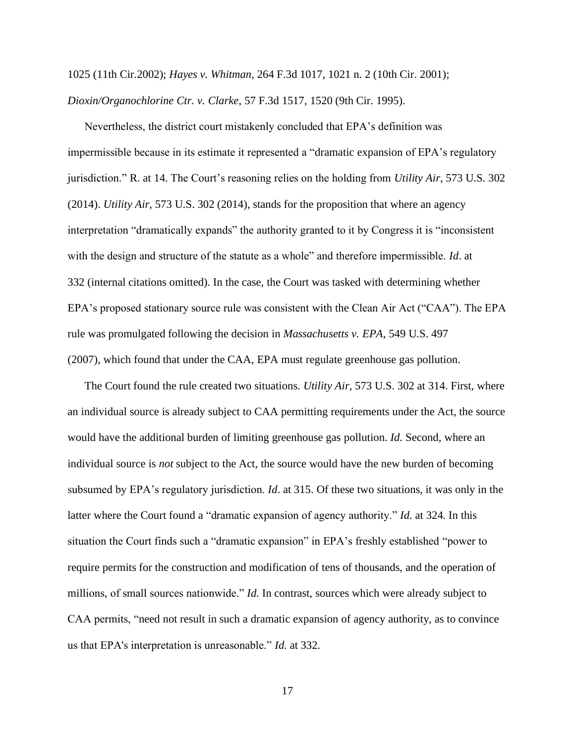1025 (11th Cir.2002); *Hayes v. Whitman*, 264 F.3d 1017, 1021 n. 2 (10th Cir. 2001); *Dioxin/Organochlorine Ctr. v. Clarke*, 57 F.3d 1517, 1520 (9th Cir. 1995).

Nevertheless, the district court mistakenly concluded that EPA's definition was impermissible because in its estimate it represented a "dramatic expansion of EPA's regulatory jurisdiction." R. at 14. The Court's reasoning relies on the holding from *Utility Air*, 573 U.S. 302 (2014). *Utility Air*, 573 U.S. 302 (2014), stands for the proposition that where an agency interpretation "dramatically expands" the authority granted to it by Congress it is "inconsistent with the design and structure of the statute as a whole" and therefore impermissible. *Id*. at 332 (internal citations omitted). In the case, the Court was tasked with determining whether EPA's proposed stationary source rule was consistent with the Clean Air Act ("CAA"). The EPA rule was promulgated following the decision in *Massachusetts v. EPA*, 549 U.S. 497 (2007), which found that under the CAA, EPA must regulate greenhouse gas pollution.

The Court found the rule created two situations. *Utility Air*, 573 U.S. 302 at 314. First, where an individual source is already subject to CAA permitting requirements under the Act, the source would have the additional burden of limiting greenhouse gas pollution. *Id.* Second, where an individual source is *not* subject to the Act, the source would have the new burden of becoming subsumed by EPA's regulatory jurisdiction. *Id*. at 315. Of these two situations, it was only in the latter where the Court found a "dramatic expansion of agency authority." *Id*. at 324. In this situation the Court finds such a "dramatic expansion" in EPA's freshly established "power to require permits for the construction and modification of tens of thousands, and the operation of millions, of small sources nationwide." *Id.* In contrast, sources which were already subject to CAA permits, "need not result in such a dramatic expansion of agency authority, as to convince us that EPA's interpretation is unreasonable." *Id.* at 332.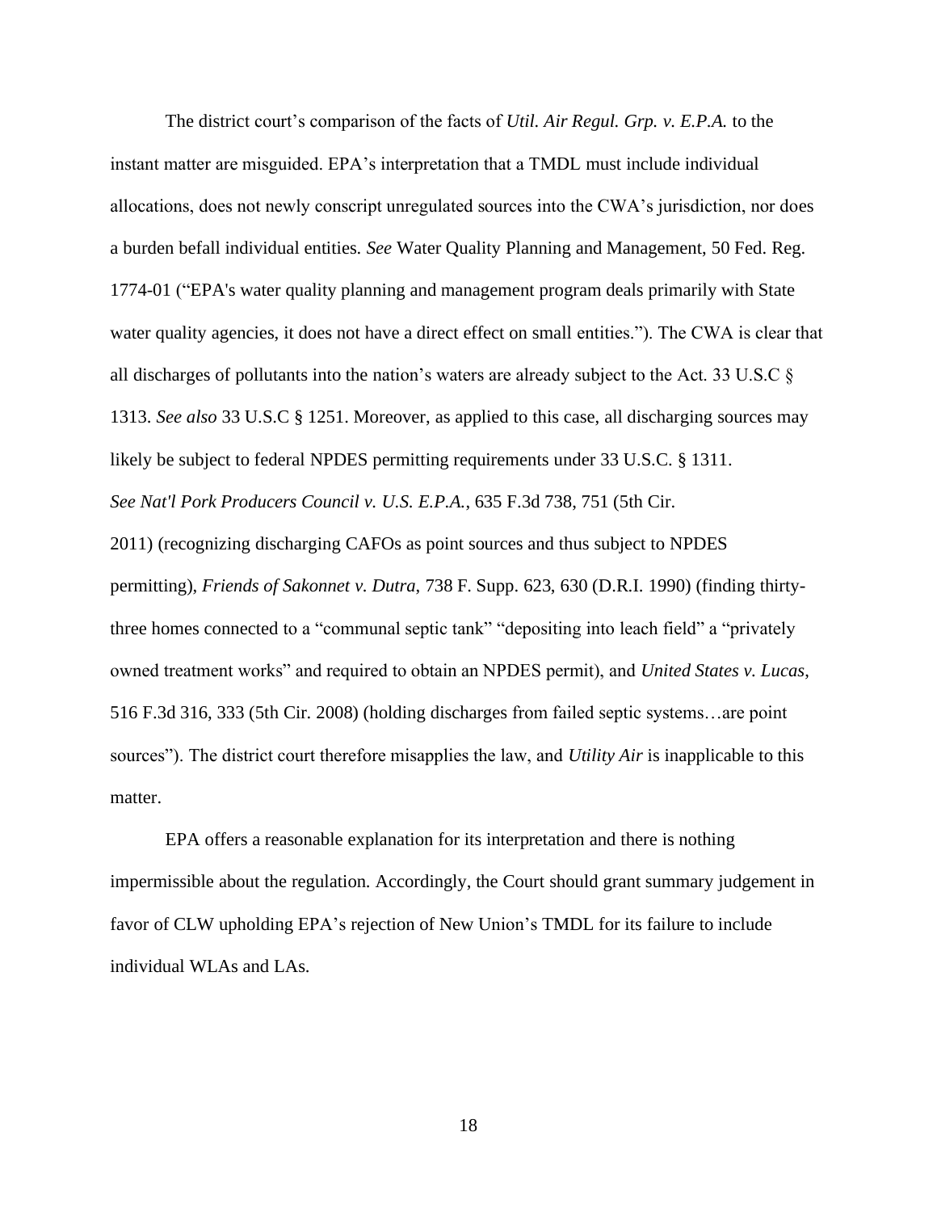The district court's comparison of the facts of *Util. Air Regul. Grp. v. E.P.A.* to the instant matter are misguided. EPA's interpretation that a TMDL must include individual allocations, does not newly conscript unregulated sources into the CWA's jurisdiction, nor does a burden befall individual entities. *See* Water Quality Planning and Management, 50 Fed. Reg. 1774-01 ("EPA's water quality planning and management program deals primarily with State water quality agencies, it does not have a direct effect on small entities."). The CWA is clear that all discharges of pollutants into the nation's waters are already subject to the Act. 33 U.S.C § 1313. *See also* 33 U.S.C § 1251. Moreover, as applied to this case, all discharging sources may likely be subject to federal NPDES permitting requirements under 33 U.S.C. § 1311. *See Nat'l Pork Producers Council v. U.S. E.P.A.*, 635 F.3d 738, 751 (5th Cir. 2011) (recognizing discharging CAFOs as point sources and thus subject to NPDES permitting), *Friends of Sakonnet v. Dutra*, 738 F. Supp. 623, 630 (D.R.I. 1990) (finding thirty-three homes connected to a "communal septic tank" "depositing into leach field" a "privately owned treatment works" and required to obtain an NPDES permit), and *United States v. Lucas*, 516 F.3d 316, 333 (5th Cir. 2008) (holding discharges from failed septic systems…are point sources"). The district court therefore misapplies the law, and *Utility Air* is inapplicable to this matter.

EPA offers a reasonable explanation for its interpretation and there is nothing impermissible about the regulation. Accordingly, the Court should grant summary judgement in favor of CLW upholding EPA's rejection of New Union's TMDL for its failure to include individual WLAs and LAs.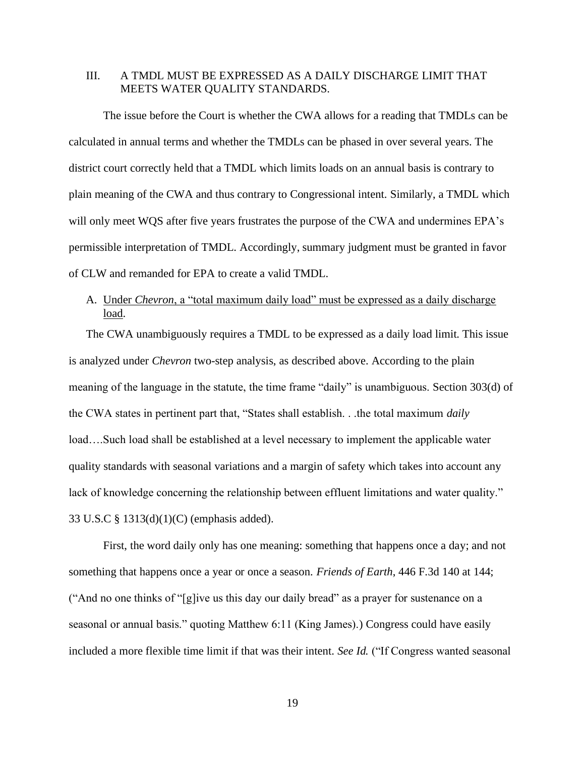## III. A TMDL MUST BE EXPRESSED AS A DAILY DISCHARGE LIMIT THAT MEETS WATER QUALITY STANDARDS.

The issue before the Court is whether the CWA allows for a reading that TMDLs can be calculated in annual terms and whether the TMDLs can be phased in over several years. The district court correctly held that a TMDL which limits loads on an annual basis is contrary to plain meaning of the CWA and thus contrary to Congressional intent. Similarly, a TMDL which will only meet WQS after five years frustrates the purpose of the CWA and undermines EPA's permissible interpretation of TMDL. Accordingly, summary judgment must be granted in favor of CLW and remanded for EPA to create a valid TMDL.

### A. Under *Chevron*, a "total maximum daily load" must be expressed as a daily discharge load.

The CWA unambiguously requires a TMDL to be expressed as a daily load limit. This issue is analyzed under *Chevron* two-step analysis, as described above. According to the plain meaning of the language in the statute, the time frame "daily" is unambiguous. Section 303(d) of the CWA states in pertinent part that, "States shall establish. . .the total maximum *daily* load….Such load shall be established at a level necessary to implement the applicable water quality standards with seasonal variations and a margin of safety which takes into account any lack of knowledge concerning the relationship between effluent limitations and water quality." 33 U.S.C § 1313(d)(1)(C) (emphasis added).

First, the word daily only has one meaning: something that happens once a day; and not something that happens once a year or once a season. *Friends of Earth*, 446 F.3d 140 at 144; ("And no one thinks of "[g]ive us this day our daily bread" as a prayer for sustenance on a seasonal or annual basis." quoting Matthew 6:11 (King James).) Congress could have easily included a more flexible time limit if that was their intent. *See Id.* ("If Congress wanted seasonal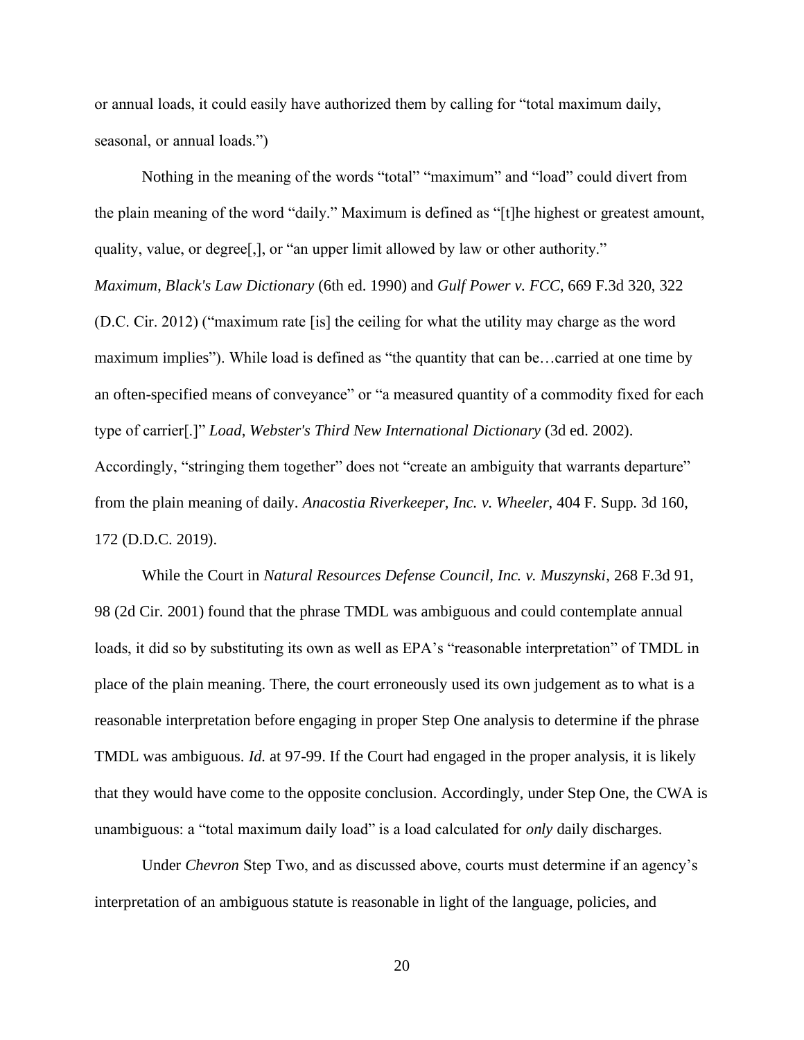or annual loads, it could easily have authorized them by calling for "total maximum daily, seasonal, or annual loads.")

Nothing in the meaning of the words "total" "maximum" and "load" could divert from the plain meaning of the word "daily." Maximum is defined as "[t]he highest or greatest amount, quality, value, or degree[,], or "an upper limit allowed by law or other authority." *Maximum*, *Black's Law Dictionary* (6th ed. 1990) and *Gulf Power v. FCC*, 669 F.3d 320, 322 (D.C. Cir. 2012) ("maximum rate [is] the ceiling for what the utility may charge as the word maximum implies"). While load is defined as "the quantity that can be…carried at one time by an often-specified means of conveyance" or "a measured quantity of a commodity fixed for each type of carrier[.]" *Load*, *Webster's Third New International Dictionary* (3d ed. 2002). Accordingly, "stringing them together" does not "create an ambiguity that warrants departure" from the plain meaning of daily. *Anacostia Riverkeeper, Inc. v. Wheeler*, 404 F. Supp. 3d 160, 172 (D.D.C. 2019).

While the Court in *Natural Resources Defense Council, Inc. v. Muszynski*, 268 F.3d 91, 98 (2d Cir. 2001) found that the phrase TMDL was ambiguous and could contemplate annual loads, it did so by substituting its own as well as EPA's "reasonable interpretation" of TMDL in place of the plain meaning. There, the court erroneously used its own judgement as to what is a reasonable interpretation before engaging in proper Step One analysis to determine if the phrase TMDL was ambiguous. *Id.* at 97-99. If the Court had engaged in the proper analysis, it is likely that they would have come to the opposite conclusion. Accordingly, under Step One, the CWA is unambiguous: a "total maximum daily load" is a load calculated for *only* daily discharges.

Under *Chevron* Step Two, and as discussed above, courts must determine if an agency's interpretation of an ambiguous statute is reasonable in light of the language, policies, and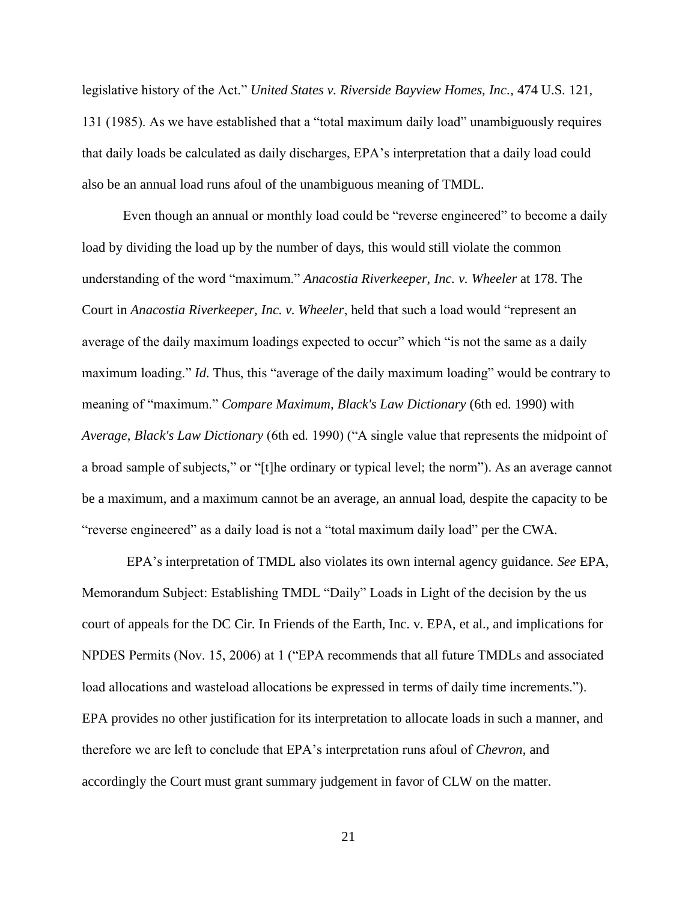legislative history of the Act." *United States v. Riverside Bayview Homes, Inc.*, 474 U.S. 121, 131 (1985). As we have established that a "total maximum daily load" unambiguously requires that daily loads be calculated as daily discharges, EPA's interpretation that a daily load could also be an annual load runs afoul of the unambiguous meaning of TMDL.

Even though an annual or monthly load could be "reverse engineered" to become a daily load by dividing the load up by the number of days, this would still violate the common understanding of the word "maximum." *Anacostia Riverkeeper, Inc. v. Wheeler* at 178. The Court in *Anacostia Riverkeeper, Inc. v. Wheeler*, held that such a load would "represent an average of the daily maximum loadings expected to occur" which "is not the same as a daily maximum loading." *Id.* Thus, this "average of the daily maximum loading" would be contrary to meaning of "maximum." *Compare Maximum*, *Black's Law Dictionary* (6th ed. 1990) with *Average*, *Black's Law Dictionary* (6th ed. 1990) ("A single value that represents the midpoint of a broad sample of subjects," or "[t]he ordinary or typical level; the norm"). As an average cannot be a maximum, and a maximum cannot be an average, an annual load, despite the capacity to be "reverse engineered" as a daily load is not a "total maximum daily load" per the CWA.

EPA's interpretation of TMDL also violates its own internal agency guidance. *See* EPA, Memorandum Subject: Establishing TMDL "Daily" Loads in Light of the decision by the us court of appeals for the DC Cir. In Friends of the Earth, Inc. v. EPA, et al., and implications for NPDES Permits (Nov. 15, 2006) at 1 ("EPA recommends that all future TMDLs and associated load allocations and wasteload allocations be expressed in terms of daily time increments."). EPA provides no other justification for its interpretation to allocate loads in such a manner, and therefore we are left to conclude that EPA's interpretation runs afoul of *Chevron*, and accordingly the Court must grant summary judgement in favor of CLW on the matter.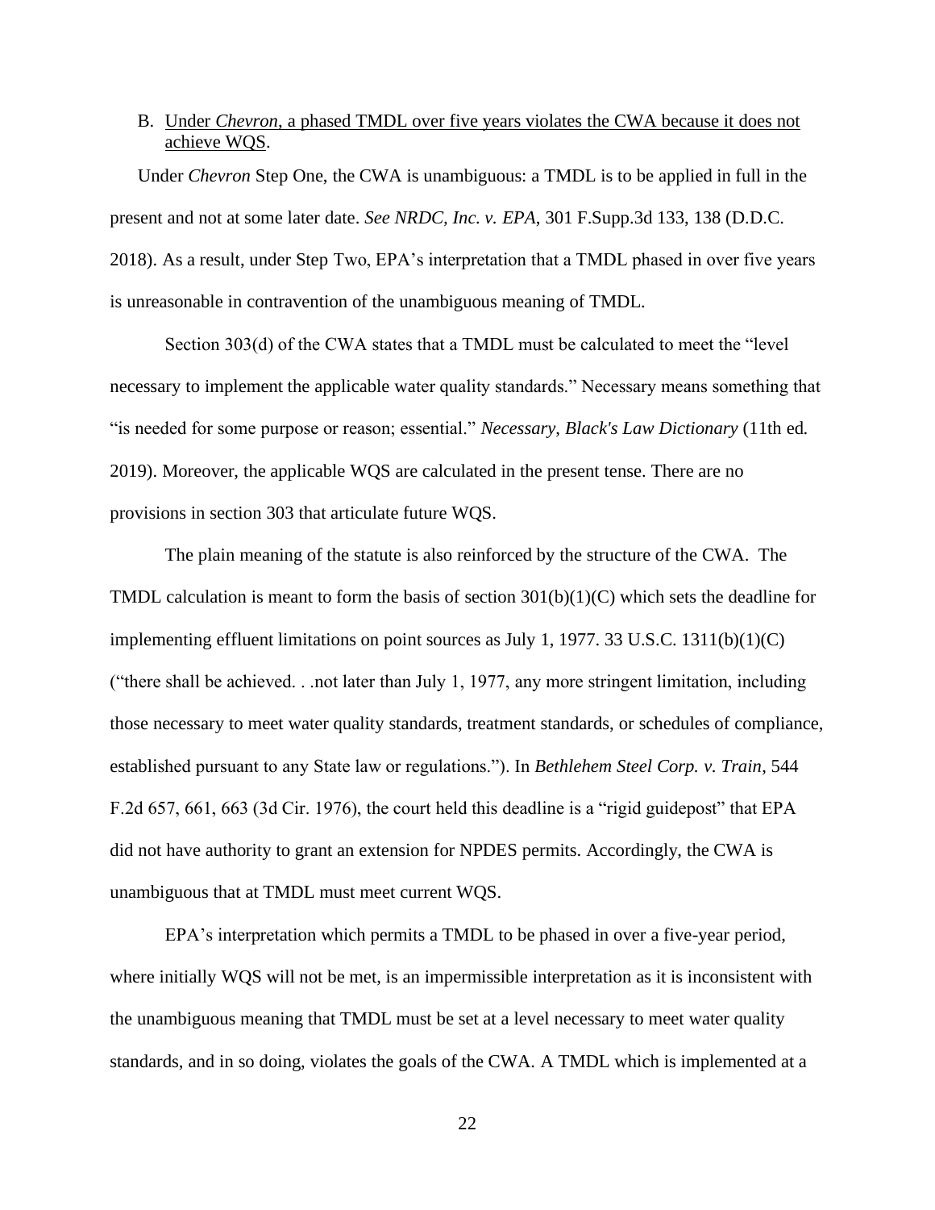B. <u>Under *Chevron*, a phased TMDL over five years violates the CWA because it does not achieve WQS</u>.

Under *Chevron* Step One, the CWA is unambiguous: a TMDL is to be applied in full in the present and not at some later date. *See NRDC, Inc. v. EPA*, 301 F.Supp.3d 133, 138 (D.D.C. 2018). As a result, under Step Two, EPA's interpretation that a TMDL phased in over five years is unreasonable in contravention of the unambiguous meaning of TMDL.

Section 303(d) of the CWA states that a TMDL must be calculated to meet the "level necessary to implement the applicable water quality standards." Necessary means something that "is needed for some purpose or reason; essential." *Necessary, Black's Law Dictionary* (11th ed. 2019). Moreover, the applicable WQS are calculated in the present tense. There are no provisions in section 303 that articulate future WQS.

The plain meaning of the statute is also reinforced by the structure of the CWA. The TMDL calculation is meant to form the basis of section 301(b)(1)(C) which sets the deadline for implementing effluent limitations on point sources as July 1, 1977. 33 U.S.C. 1311(b)(1)(C) ("there shall be achieved. . .not later than July 1, 1977, any more stringent limitation, including those necessary to meet water quality standards, treatment standards, or schedules of compliance, established pursuant to any State law or regulations."). In *Bethlehem Steel Corp. v. Train,* 544 F.2d 657, 661, 663 (3d Cir. 1976), the court held this deadline is a "rigid guidepost" that EPA did not have authority to grant an extension for NPDES permits. Accordingly, the CWA is unambiguous that at TMDL must meet current WQS.

EPA's interpretation which permits a TMDL to be phased in over a five-year period, where initially WQS will not be met, is an impermissible interpretation as it is inconsistent with the unambiguous meaning that TMDL must be set at a level necessary to meet water quality standards, and in so doing, violates the goals of the CWA. A TMDL which is implemented at a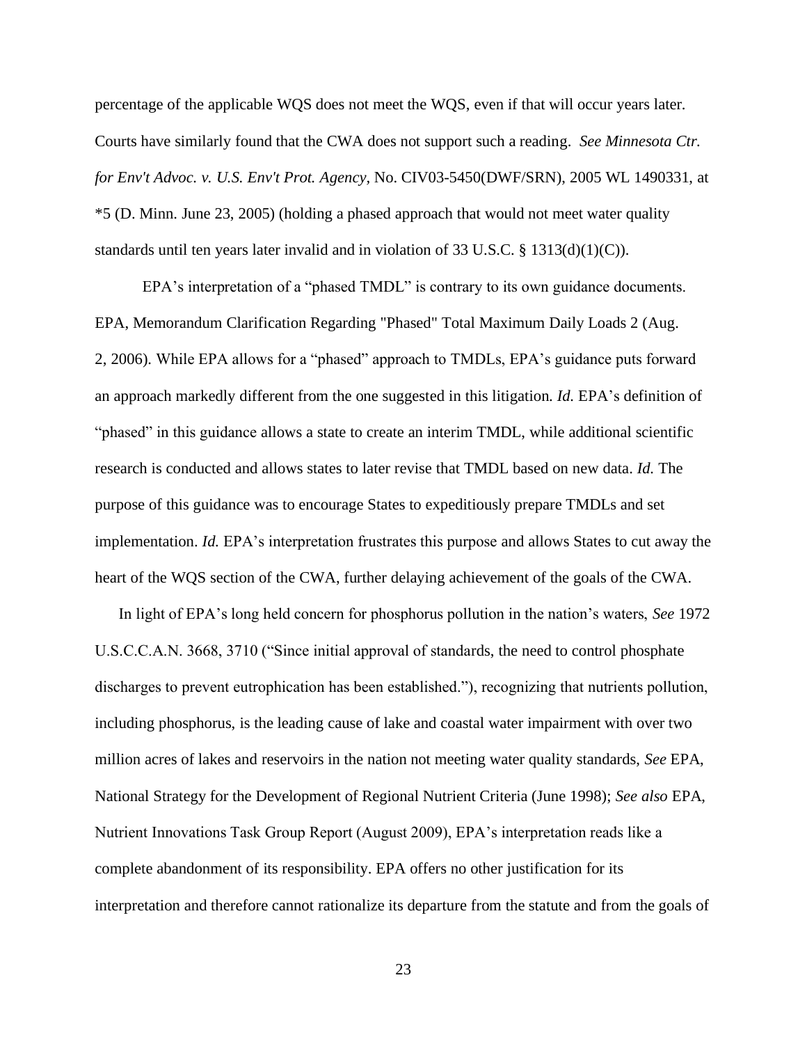percentage of the applicable WQS does not meet the WQS, even if that will occur years later. Courts have similarly found that the CWA does not support such a reading. *See Minnesota Ctr. for Env't Advoc. v. U.S. Env't Prot. Agency*, No. CIV03-5450(DWF/SRN), 2005 WL 1490331, at *5 (D. Minn. June 23, 2005) (holding a phased approach that would not meet water quality standards until ten years later invalid and in violation of 33 U.S.C. § 1313(d)(1)(C)).

EPA's interpretation of a "phased TMDL" is contrary to its own guidance documents. EPA, Memorandum Clarification Regarding "Phased" Total Maximum Daily Loads 2 (Aug. 2, 2006). While EPA allows for a "phased" approach to TMDLs, EPA's guidance puts forward an approach markedly different from the one suggested in this litigation. *Id.* EPA's definition of "phased" in this guidance allows a state to create an interim TMDL, while additional scientific research is conducted and allows states to later revise that TMDL based on new data. *Id.* The purpose of this guidance was to encourage States to expeditiously prepare TMDLs and set implementation. *Id.* EPA's interpretation frustrates this purpose and allows States to cut away the heart of the WQS section of the CWA, further delaying achievement of the goals of the CWA.

In light of EPA's long held concern for phosphorus pollution in the nation's waters, *See* 1972 U.S.C.C.A.N. 3668, 3710 ("Since initial approval of standards, the need to control phosphate discharges to prevent eutrophication has been established."), recognizing that nutrients pollution, including phosphorus, is the leading cause of lake and coastal water impairment with over two million acres of lakes and reservoirs in the nation not meeting water quality standards, *See* EPA, National Strategy for the Development of Regional Nutrient Criteria (June 1998); *See also* EPA, Nutrient Innovations Task Group Report (August 2009), EPA's interpretation reads like a complete abandonment of its responsibility. EPA offers no other justification for its interpretation and therefore cannot rationalize its departure from the statute and from the goals of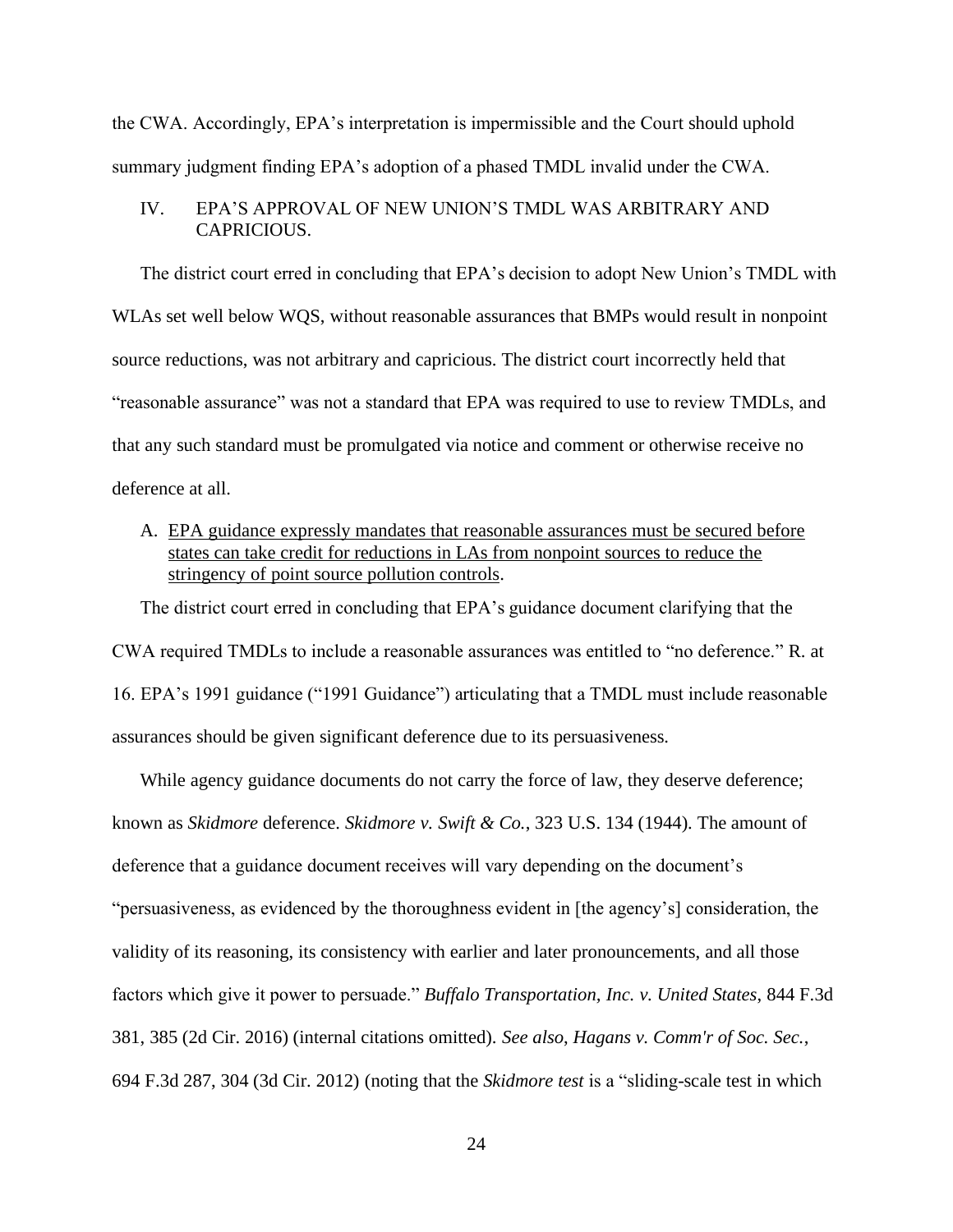the CWA. Accordingly, EPA's interpretation is impermissible and the Court should uphold summary judgment finding EPA's adoption of a phased TMDL invalid under the CWA.

## IV. EPA'S APPROVAL OF NEW UNION'S TMDL WAS ARBITRARY AND CAPRICIOUS.

The district court erred in concluding that EPA's decision to adopt New Union's TMDL with WLAs set well below WQS, without reasonable assurances that BMPs would result in nonpoint source reductions, was not arbitrary and capricious. The district court incorrectly held that "reasonable assurance" was not a standard that EPA was required to use to review TMDLs, and that any such standard must be promulgated via notice and comment or otherwise receive no deference at all.

### A. EPA guidance expressly mandates that reasonable assurances must be secured before states can take credit for reductions in LAs from nonpoint sources to reduce the stringency of point source pollution controls.

The district court erred in concluding that EPA's guidance document clarifying that the CWA required TMDLs to include a reasonable assurances was entitled to "no deference." R. at 16. EPA's 1991 guidance ("1991 Guidance") articulating that a TMDL must include reasonable assurances should be given significant deference due to its persuasiveness.

While agency guidance documents do not carry the force of law, they deserve deference; known as *Skidmore* deference. *Skidmore v. Swift & Co.*, 323 U.S. 134 (1944). The amount of deference that a guidance document receives will vary depending on the document's "persuasiveness, as evidenced by the thoroughness evident in [the agency's] consideration, the validity of its reasoning, its consistency with earlier and later pronouncements, and all those factors which give it power to persuade." *Buffalo Transportation, Inc. v. United States*, 844 F.3d 381, 385 (2d Cir. 2016) (internal citations omitted). *See also*, *Hagans v. Comm'r of Soc. Sec.*, 694 F.3d 287, 304 (3d Cir. 2012) (noting that the *Skidmore test* is a "sliding-scale test in which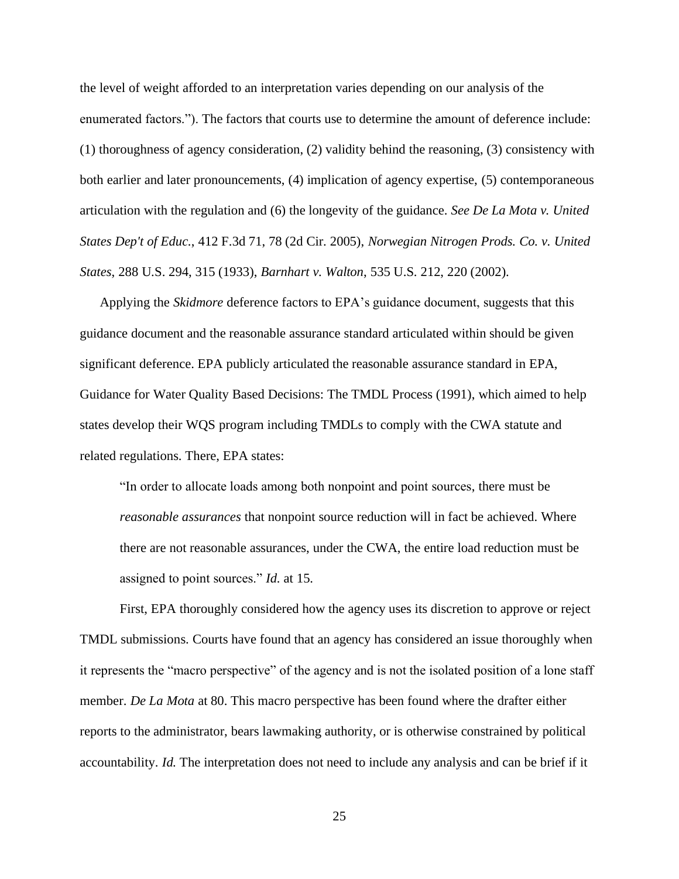the level of weight afforded to an interpretation varies depending on our analysis of the enumerated factors."). The factors that courts use to determine the amount of deference include: (1) thoroughness of agency consideration, (2) validity behind the reasoning, (3) consistency with both earlier and later pronouncements, (4) implication of agency expertise, (5) contemporaneous articulation with the regulation and (6) the longevity of the guidance. *See De La Mota v. United States Dep't of Educ.*, 412 F.3d 71, 78 (2d Cir. 2005), *Norwegian Nitrogen Prods. Co. v. United States*, 288 U.S. 294, 315 (1933), *Barnhart v. Walton*, 535 U.S. 212, 220 (2002).

Applying the *Skidmore* deference factors to EPA's guidance document, suggests that this guidance document and the reasonable assurance standard articulated within should be given significant deference. EPA publicly articulated the reasonable assurance standard in EPA, Guidance for Water Quality Based Decisions: The TMDL Process (1991), which aimed to help states develop their WQS program including TMDLs to comply with the CWA statute and related regulations. There, EPA states:

> "In order to allocate loads among both nonpoint and point sources, there must be *reasonable assurances* that nonpoint source reduction will in fact be achieved. Where there are not reasonable assurances, under the CWA, the entire load reduction must be assigned to point sources." *Id.* at 15.

First, EPA thoroughly considered how the agency uses its discretion to approve or reject TMDL submissions. Courts have found that an agency has considered an issue thoroughly when it represents the "macro perspective" of the agency and is not the isolated position of a lone staff member. *De La Mota* at 80. This macro perspective has been found where the drafter either reports to the administrator, bears lawmaking authority, or is otherwise constrained by political accountability. *Id.* The interpretation does not need to include any analysis and can be brief if it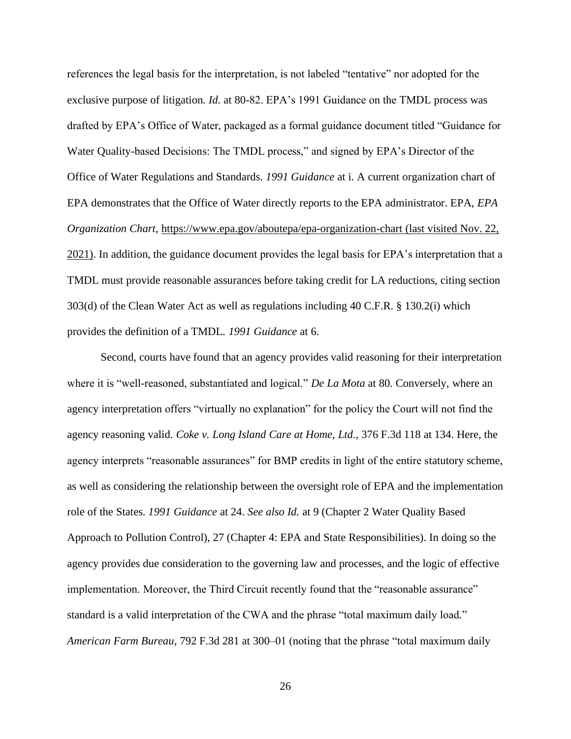references the legal basis for the interpretation, is not labeled "tentative" nor adopted for the exclusive purpose of litigation. *Id.* at 80-82. EPA's 1991 Guidance on the TMDL process was drafted by EPA's Office of Water, packaged as a formal guidance document titled "Guidance for Water Quality-based Decisions: The TMDL process," and signed by EPA's Director of the Office of Water Regulations and Standards. *1991 Guidance* at i. A current organization chart of EPA demonstrates that the Office of Water directly reports to the EPA administrator. EPA, *EPA Organization Chart*, https://www.epa.gov/aboutepa/epa-organization-chart (last visited Nov. 22, 2021). In addition, the guidance document provides the legal basis for EPA's interpretation that a TMDL must provide reasonable assurances before taking credit for LA reductions, citing section 303(d) of the Clean Water Act as well as regulations including 40 C.F.R. § 130.2(i) which provides the definition of a TMDL. *1991 Guidance* at 6.

Second, courts have found that an agency provides valid reasoning for their interpretation where it is "well-reasoned, substantiated and logical." *De La Mota* at 80. Conversely, where an agency interpretation offers "virtually no explanation" for the policy the Court will not find the agency reasoning valid. *Coke v. Long Island Care at Home, Ltd.,* 376 F.3d 118 at 134. Here, the agency interprets "reasonable assurances" for BMP credits in light of the entire statutory scheme, as well as considering the relationship between the oversight role of EPA and the implementation role of the States. *1991 Guidance* at 24. *See also Id.* at 9 (Chapter 2 Water Quality Based Approach to Pollution Control), 27 (Chapter 4: EPA and State Responsibilities). In doing so the agency provides due consideration to the governing law and processes, and the logic of effective implementation. Moreover, the Third Circuit recently found that the "reasonable assurance" standard is a valid interpretation of the CWA and the phrase "total maximum daily load." *American Farm Bureau*, 792 F.3d 281 at 300–01 (noting that the phrase "total maximum daily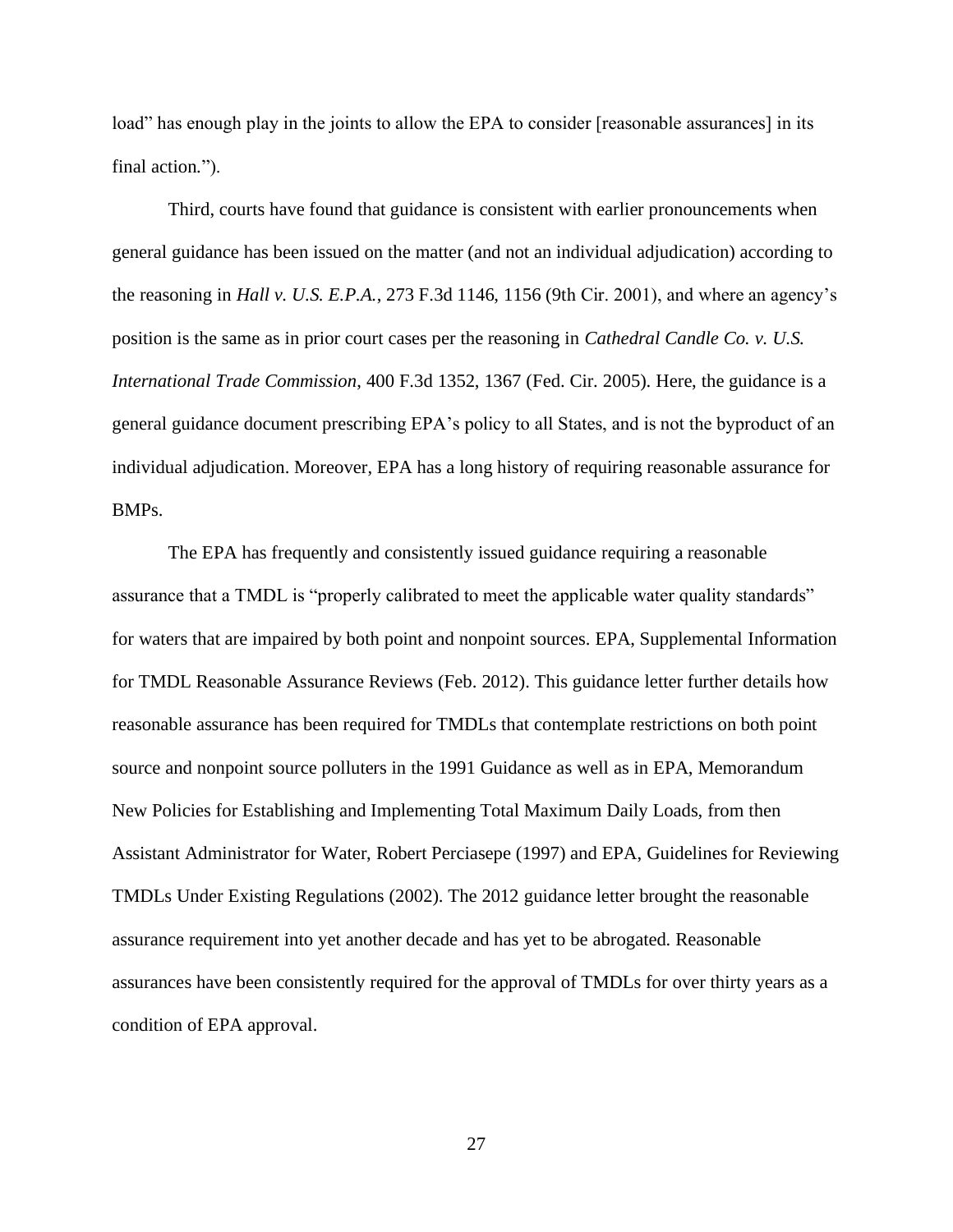load" has enough play in the joints to allow the EPA to consider [reasonable assurances] in its final action.").

Third, courts have found that guidance is consistent with earlier pronouncements when general guidance has been issued on the matter (and not an individual adjudication) according to the reasoning in *Hall v. U.S. E.P.A.*, 273 F.3d 1146, 1156 (9th Cir. 2001), and where an agency's position is the same as in prior court cases per the reasoning in *Cathedral Candle Co. v. U.S. International Trade Commission*, 400 F.3d 1352, 1367 (Fed. Cir. 2005). Here, the guidance is a general guidance document prescribing EPA's policy to all States, and is not the byproduct of an individual adjudication. Moreover, EPA has a long history of requiring reasonable assurance for BMPs.

The EPA has frequently and consistently issued guidance requiring a reasonable assurance that a TMDL is "properly calibrated to meet the applicable water quality standards" for waters that are impaired by both point and nonpoint sources. EPA, Supplemental Information for TMDL Reasonable Assurance Reviews (Feb. 2012). This guidance letter further details how reasonable assurance has been required for TMDLs that contemplate restrictions on both point source and nonpoint source polluters in the 1991 Guidance as well as in EPA, Memorandum New Policies for Establishing and Implementing Total Maximum Daily Loads, from then Assistant Administrator for Water, Robert Perciasepe (1997) and EPA, Guidelines for Reviewing TMDLs Under Existing Regulations (2002). The 2012 guidance letter brought the reasonable assurance requirement into yet another decade and has yet to be abrogated. Reasonable assurances have been consistently required for the approval of TMDLs for over thirty years as a condition of EPA approval.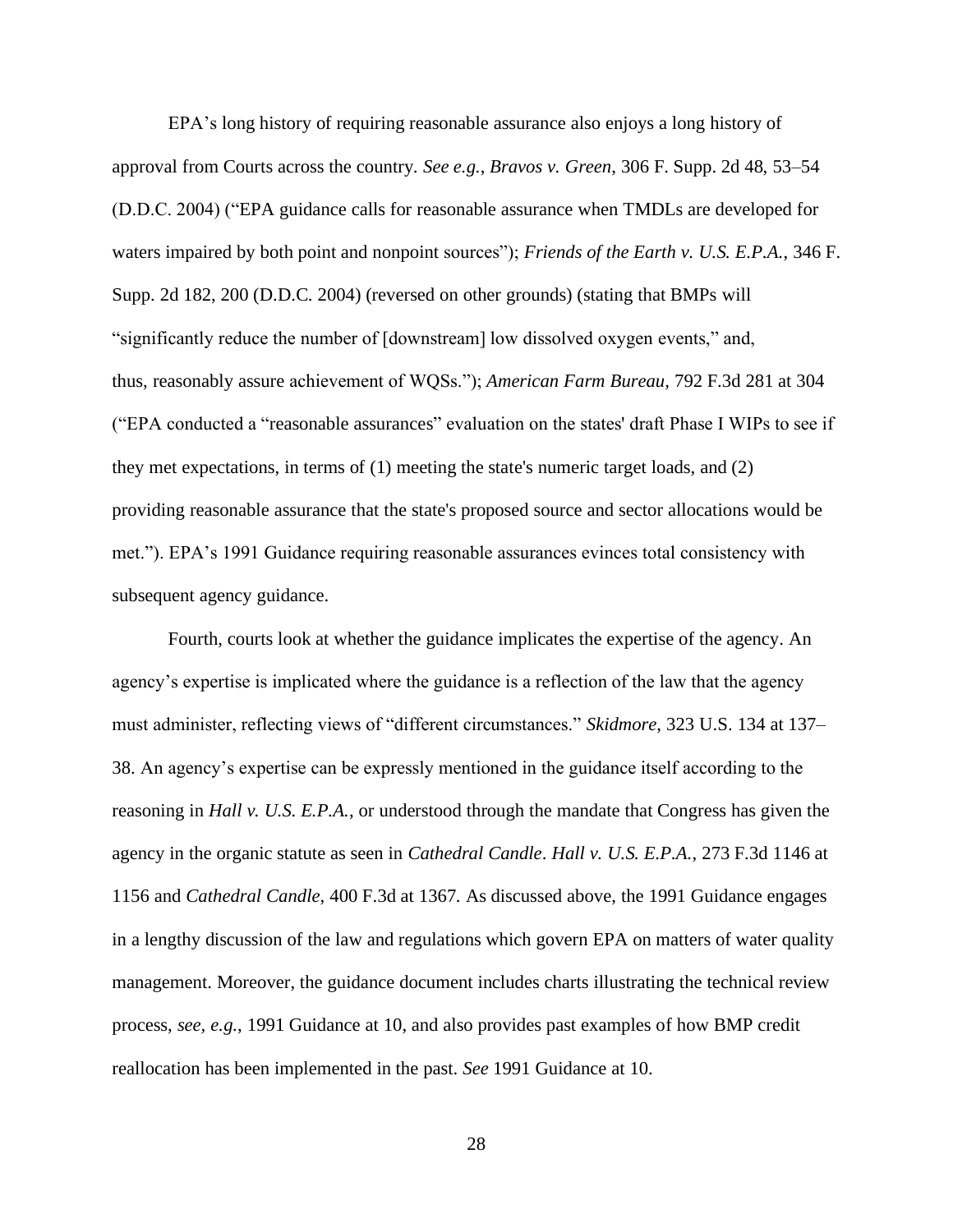EPA's long history of requiring reasonable assurance also enjoys a long history of approval from Courts across the country. *See e.g.*, *Bravos v. Green*, 306 F. Supp. 2d 48, 53–54 (D.D.C. 2004) ("EPA guidance calls for reasonable assurance when TMDLs are developed for waters impaired by both point and nonpoint sources"); *Friends of the Earth v. U.S. E.P.A.*, 346 F. Supp. 2d 182, 200 (D.D.C. 2004) (reversed on other grounds) (stating that BMPs will "significantly reduce the number of [downstream] low dissolved oxygen events," and, thus, reasonably assure achievement of WQSs."); *American Farm Bureau*, 792 F.3d 281 at 304 ("EPA conducted a "reasonable assurances" evaluation on the states' draft Phase I WIPs to see if they met expectations, in terms of (1) meeting the state's numeric target loads, and (2) providing reasonable assurance that the state's proposed source and sector allocations would be met."). EPA's 1991 Guidance requiring reasonable assurances evinces total consistency with subsequent agency guidance.

Fourth, courts look at whether the guidance implicates the expertise of the agency. An agency's expertise is implicated where the guidance is a reflection of the law that the agency must administer, reflecting views of "different circumstances." *Skidmore*, 323 U.S. 134 at 137–38. An agency's expertise can be expressly mentioned in the guidance itself according to the reasoning in *Hall v. U.S. E.P.A.*, or understood through the mandate that Congress has given the agency in the organic statute as seen in *Cathedral Candle*. *Hall v. U.S. E.P.A.*, 273 F.3d 1146 at 1156 and *Cathedral Candle*, 400 F.3d at 1367. As discussed above, the 1991 Guidance engages in a lengthy discussion of the law and regulations which govern EPA on matters of water quality management. Moreover, the guidance document includes charts illustrating the technical review process, *see, e.g.*, 1991 Guidance at 10, and also provides past examples of how BMP credit reallocation has been implemented in the past. *See* 1991 Guidance at 10.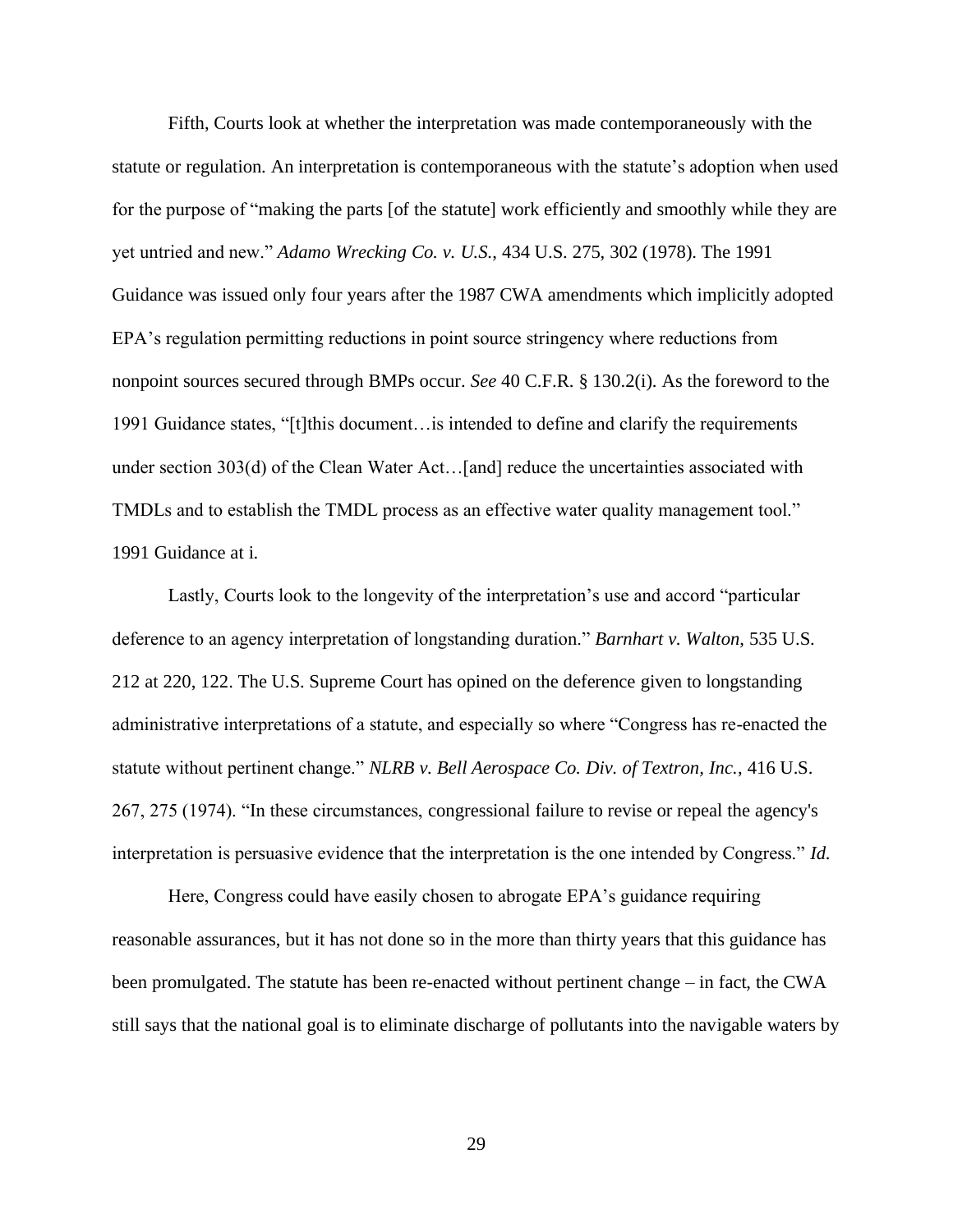Fifth, Courts look at whether the interpretation was made contemporaneously with the statute or regulation. An interpretation is contemporaneous with the statute's adoption when used for the purpose of "making the parts [of the statute] work efficiently and smoothly while they are yet untried and new." *Adamo Wrecking Co. v. U.S.*, 434 U.S. 275, 302 (1978). The 1991 Guidance was issued only four years after the 1987 CWA amendments which implicitly adopted EPA's regulation permitting reductions in point source stringency where reductions from nonpoint sources secured through BMPs occur. *See* 40 C.F.R. § 130.2(i). As the foreword to the 1991 Guidance states, "[t]his document…is intended to define and clarify the requirements under section 303(d) of the Clean Water Act…[and] reduce the uncertainties associated with TMDLs and to establish the TMDL process as an effective water quality management tool." 1991 Guidance at i.

Lastly, Courts look to the longevity of the interpretation's use and accord "particular deference to an agency interpretation of longstanding duration." *Barnhart v. Walton*, 535 U.S. 212 at 220, 122. The U.S. Supreme Court has opined on the deference given to longstanding administrative interpretations of a statute, and especially so where "Congress has re-enacted the statute without pertinent change." *NLRB v. Bell Aerospace Co. Div. of Textron, Inc.*, 416 U.S. 267, 275 (1974). "In these circumstances, congressional failure to revise or repeal the agency's interpretation is persuasive evidence that the interpretation is the one intended by Congress." *Id.*

Here, Congress could have easily chosen to abrogate EPA's guidance requiring reasonable assurances, but it has not done so in the more than thirty years that this guidance has been promulgated. The statute has been re-enacted without pertinent change – in fact, the CWA still says that the national goal is to eliminate discharge of pollutants into the navigable waters by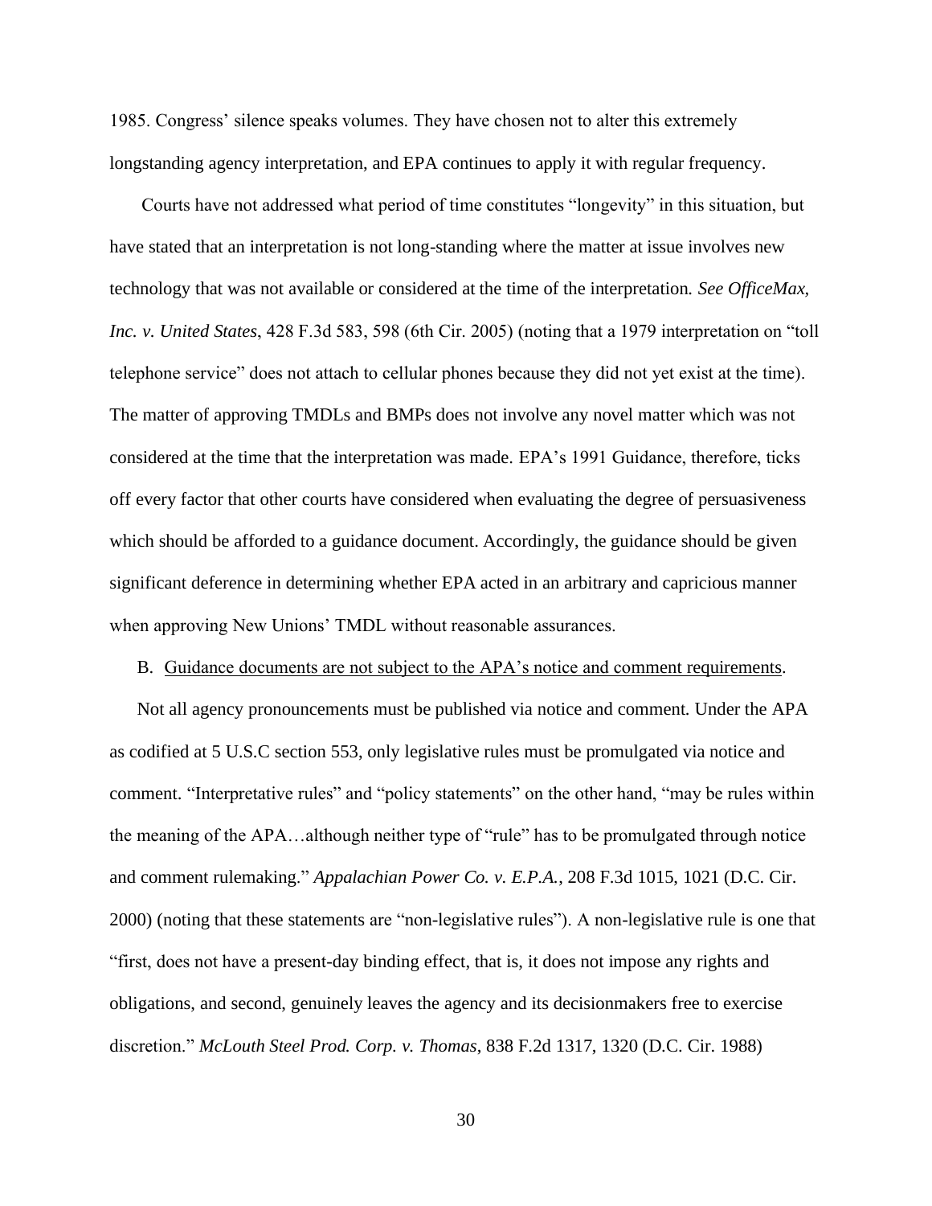1985. Congress' silence speaks volumes. They have chosen not to alter this extremely longstanding agency interpretation, and EPA continues to apply it with regular frequency.

Courts have not addressed what period of time constitutes "longevity" in this situation, but have stated that an interpretation is not long-standing where the matter at issue involves new technology that was not available or considered at the time of the interpretation. *See OfficeMax, Inc. v. United States*, 428 F.3d 583, 598 (6th Cir. 2005) (noting that a 1979 interpretation on "toll telephone service" does not attach to cellular phones because they did not yet exist at the time). The matter of approving TMDLs and BMPs does not involve any novel matter which was not considered at the time that the interpretation was made. EPA's 1991 Guidance, therefore, ticks off every factor that other courts have considered when evaluating the degree of persuasiveness which should be afforded to a guidance document. Accordingly, the guidance should be given significant deference in determining whether EPA acted in an arbitrary and capricious manner when approving New Unions' TMDL without reasonable assurances.

B. <u>Guidance documents are not subject to the APA's notice and comment requirements</u>.

Not all agency pronouncements must be published via notice and comment. Under the APA as codified at 5 U.S.C section 553, only legislative rules must be promulgated via notice and comment. "Interpretative rules" and "policy statements" on the other hand, "may be rules within the meaning of the APA…although neither type of "rule" has to be promulgated through notice and comment rulemaking." *Appalachian Power Co. v. E.P.A.*, 208 F.3d 1015, 1021 (D.C. Cir. 2000) (noting that these statements are "non-legislative rules"). A non-legislative rule is one that "first, does not have a present-day binding effect, that is, it does not impose any rights and obligations, and second, genuinely leaves the agency and its decisionmakers free to exercise discretion." *McLouth Steel Prod. Corp. v. Thomas*, 838 F.2d 1317, 1320 (D.C. Cir. 1988)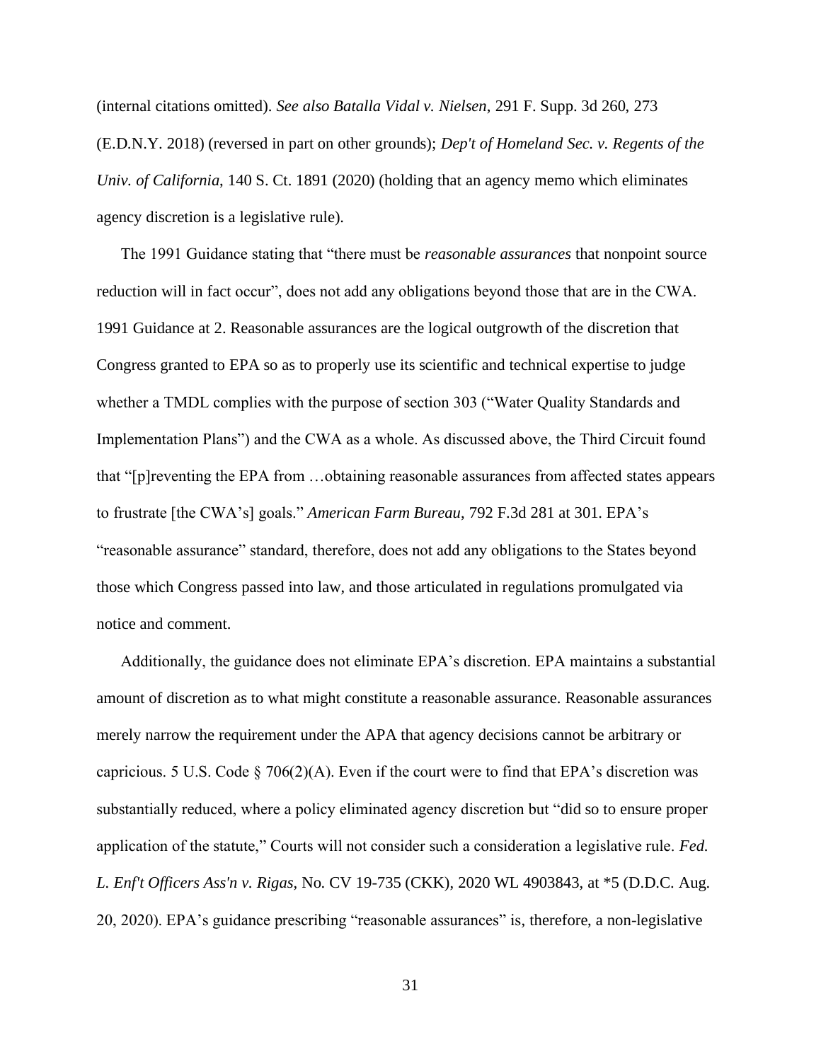(internal citations omitted). *See also Batalla Vidal v. Nielsen*, 291 F. Supp. 3d 260, 273 (E.D.N.Y. 2018) (reversed in part on other grounds); *Dep't of Homeland Sec. v. Regents of the Univ. of California*, 140 S. Ct. 1891 (2020) (holding that an agency memo which eliminates agency discretion is a legislative rule).

The 1991 Guidance stating that "there must be *reasonable assurances* that nonpoint source reduction will in fact occur", does not add any obligations beyond those that are in the CWA. 1991 Guidance at 2. Reasonable assurances are the logical outgrowth of the discretion that Congress granted to EPA so as to properly use its scientific and technical expertise to judge whether a TMDL complies with the purpose of section 303 ("Water Quality Standards and Implementation Plans") and the CWA as a whole. As discussed above, the Third Circuit found that "[p]reventing the EPA from …obtaining reasonable assurances from affected states appears to frustrate [the CWA's] goals." *American Farm Bureau*, 792 F.3d 281 at 301. EPA's "reasonable assurance" standard, therefore, does not add any obligations to the States beyond those which Congress passed into law, and those articulated in regulations promulgated via notice and comment.

Additionally, the guidance does not eliminate EPA's discretion. EPA maintains a substantial amount of discretion as to what might constitute a reasonable assurance. Reasonable assurances merely narrow the requirement under the APA that agency decisions cannot be arbitrary or capricious. 5 U.S. Code § 706(2)(A). Even if the court were to find that EPA's discretion was substantially reduced, where a policy eliminated agency discretion but "did so to ensure proper application of the statute," Courts will not consider such a consideration a legislative rule. *Fed. L. Enf't Officers Ass'n v. Rigas*, No. CV 19-735 (CKK), 2020 WL 4903843, at *5 (D.D.C. Aug. 20, 2020). EPA's guidance prescribing "reasonable assurances" is, therefore, a non-legislative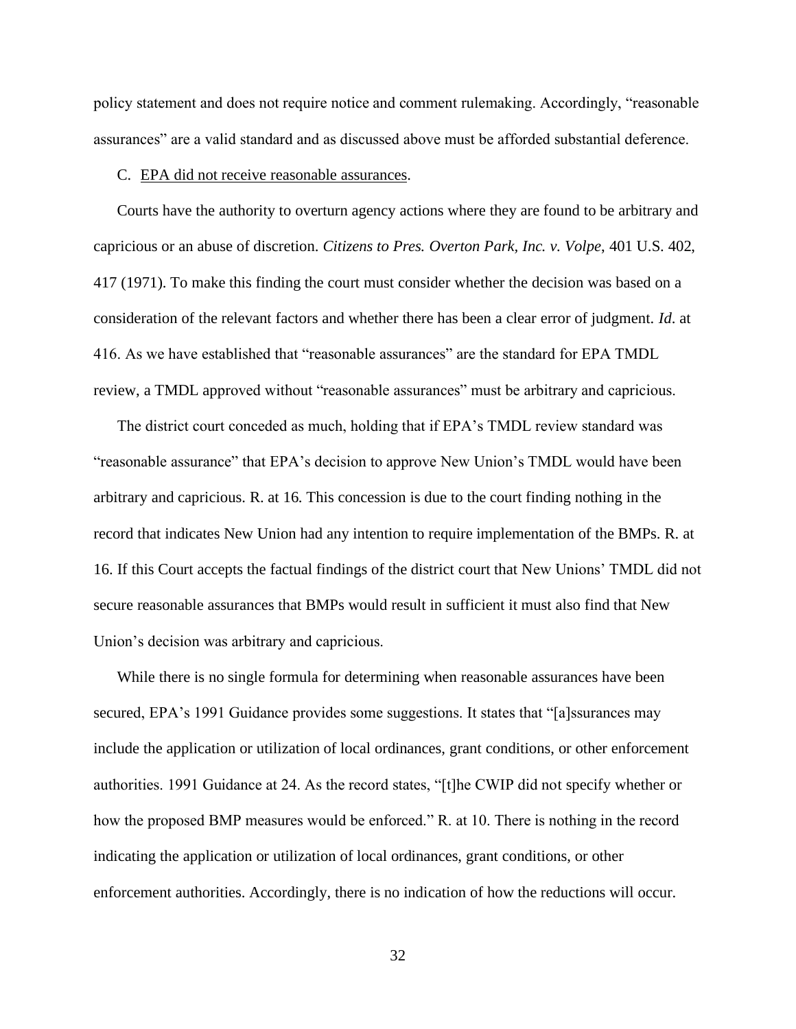policy statement and does not require notice and comment rulemaking. Accordingly, "reasonable assurances" are a valid standard and as discussed above must be afforded substantial deference.

C. <u>EPA did not receive reasonable assurances</u>.

Courts have the authority to overturn agency actions where they are found to be arbitrary and capricious or an abuse of discretion. *Citizens to Pres. Overton Park, Inc. v. Volpe*, 401 U.S. 402, 417 (1971). To make this finding the court must consider whether the decision was based on a consideration of the relevant factors and whether there has been a clear error of judgment. *Id*. at 416. As we have established that "reasonable assurances" are the standard for EPA TMDL review, a TMDL approved without "reasonable assurances" must be arbitrary and capricious.

The district court conceded as much, holding that if EPA's TMDL review standard was "reasonable assurance" that EPA's decision to approve New Union's TMDL would have been arbitrary and capricious. R. at 16. This concession is due to the court finding nothing in the record that indicates New Union had any intention to require implementation of the BMPs. R. at 16. If this Court accepts the factual findings of the district court that New Unions' TMDL did not secure reasonable assurances that BMPs would result in sufficient it must also find that New Union's decision was arbitrary and capricious.

While there is no single formula for determining when reasonable assurances have been secured, EPA's 1991 Guidance provides some suggestions. It states that "[a]ssurances may include the application or utilization of local ordinances, grant conditions, or other enforcement authorities. 1991 Guidance at 24. As the record states, "[t]he CWIP did not specify whether or how the proposed BMP measures would be enforced." R. at 10. There is nothing in the record indicating the application or utilization of local ordinances, grant conditions, or other enforcement authorities. Accordingly, there is no indication of how the reductions will occur.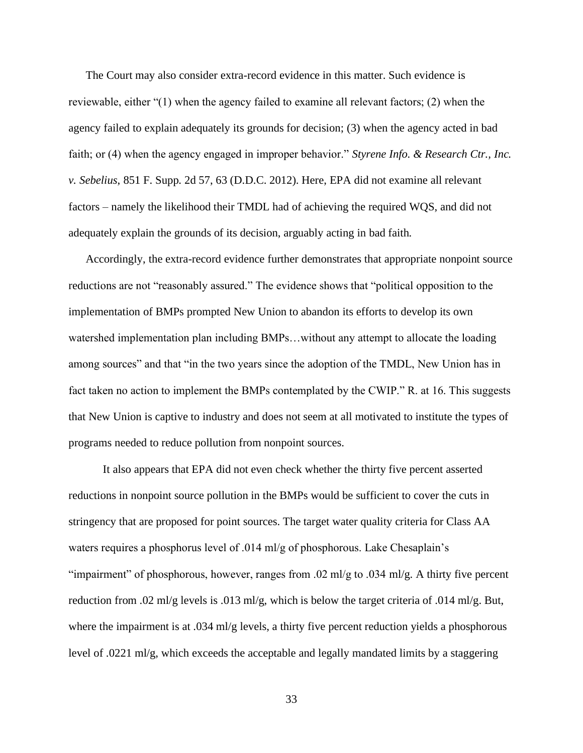The Court may also consider extra-record evidence in this matter. Such evidence is reviewable, either "(1) when the agency failed to examine all relevant factors; (2) when the agency failed to explain adequately its grounds for decision; (3) when the agency acted in bad faith; or (4) when the agency engaged in improper behavior." *Styrene Info. & Research Ctr., Inc. v. Sebelius*, 851 F. Supp. 2d 57, 63 (D.D.C. 2012). Here, EPA did not examine all relevant factors – namely the likelihood their TMDL had of achieving the required WQS, and did not adequately explain the grounds of its decision, arguably acting in bad faith.

Accordingly, the extra-record evidence further demonstrates that appropriate nonpoint source reductions are not "reasonably assured." The evidence shows that "political opposition to the implementation of BMPs prompted New Union to abandon its efforts to develop its own watershed implementation plan including BMPs…without any attempt to allocate the loading among sources" and that "in the two years since the adoption of the TMDL, New Union has in fact taken no action to implement the BMPs contemplated by the CWIP." R. at 16. This suggests that New Union is captive to industry and does not seem at all motivated to institute the types of programs needed to reduce pollution from nonpoint sources.

It also appears that EPA did not even check whether the thirty five percent asserted reductions in nonpoint source pollution in the BMPs would be sufficient to cover the cuts in stringency that are proposed for point sources. The target water quality criteria for Class AA waters requires a phosphorus level of .014 ml/g of phosphorous. Lake Chesaplain's "impairment" of phosphorous, however, ranges from .02 ml/g to .034 ml/g. A thirty five percent reduction from .02 ml/g levels is .013 ml/g, which is below the target criteria of .014 ml/g. But, where the impairment is at .034 ml/g levels, a thirty five percent reduction yields a phosphorous level of .0221 ml/g, which exceeds the acceptable and legally mandated limits by a staggering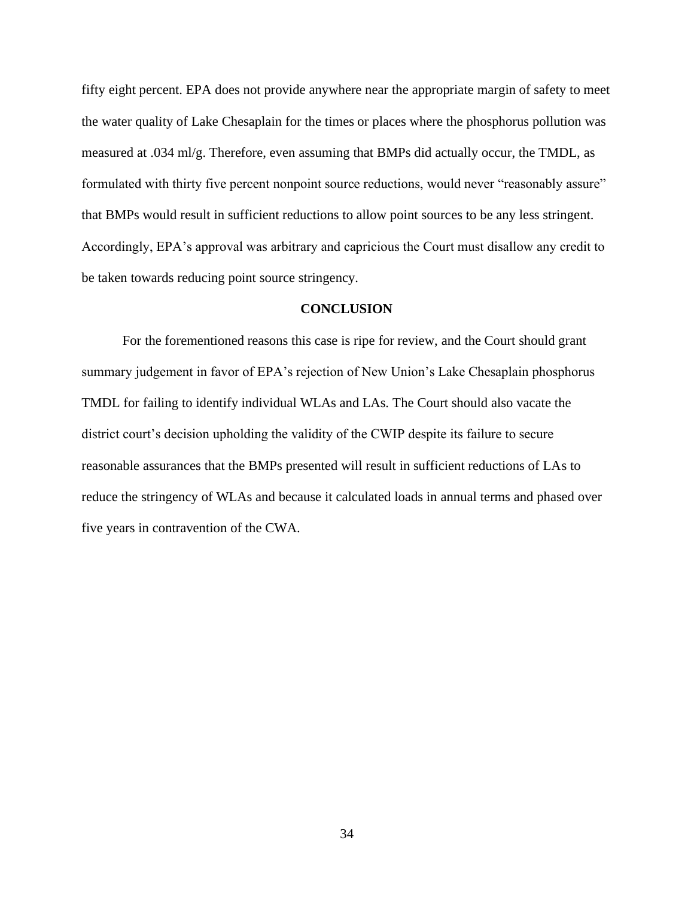fifty eight percent. EPA does not provide anywhere near the appropriate margin of safety to meet the water quality of Lake Chesaplain for the times or places where the phosphorus pollution was measured at .034 ml/g. Therefore, even assuming that BMPs did actually occur, the TMDL, as formulated with thirty five percent nonpoint source reductions, would never "reasonably assure" that BMPs would result in sufficient reductions to allow point sources to be any less stringent. Accordingly, EPA's approval was arbitrary and capricious the Court must disallow any credit to be taken towards reducing point source stringency.

## CONCLUSION

For the forementioned reasons this case is ripe for review, and the Court should grant summary judgement in favor of EPA's rejection of New Union's Lake Chesaplain phosphorus TMDL for failing to identify individual WLAs and LAs. The Court should also vacate the district court's decision upholding the validity of the CWIP despite its failure to secure reasonable assurances that the BMPs presented will result in sufficient reductions of LAs to reduce the stringency of WLAs and because it calculated loads in annual terms and phased over five years in contravention of the CWA.